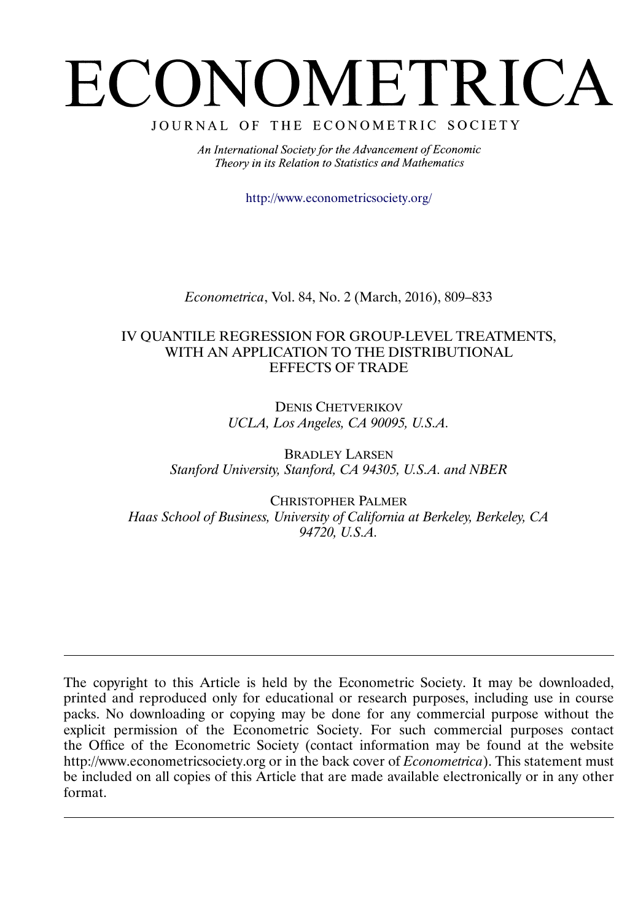# ECONOMETRICA

JOURNAL OF THE ECONOMETRIC SOCIETY

*An International Society for the Advancement of Economic Theory in its Relation to Statistics and Mathematics*

http://www.econometricsociety.org/

*Econometrica*, Vol. 84, No. 2 (March, 2016), 809–833

## IV QUANTILE REGRESSION FOR GROUP-LEVEL TREATMENTS, WITH AN APPLICATION TO THE DISTRIBUTIONAL EFFECTS OF TRADE

DENIS CHETVERIKOV
*UCLA, Los Angeles, CA 90095, U.S.A.*

BRADLEY LARSEN
*Stanford University, Stanford, CA 94305, U.S.A. and NBER*

CHRISTOPHER PALMER
*Haas School of Business, University of California at Berkeley, Berkeley, CA 94720, U.S.A.*

---

The copyright to this Article is held by the Econometric Society. It may be downloaded, printed and reproduced only for educational or research purposes, including use in course packs. No downloading or copying may be done for any commercial purpose without the explicit permission of the Econometric Society. For such commercial purposes contact the Office of the Econometric Society (contact information may be found at the website http://www.econometricsociety.org or in the back cover of *Econometrica*). This statement must be included on all copies of this Article that are made available electronically or in any other format.

---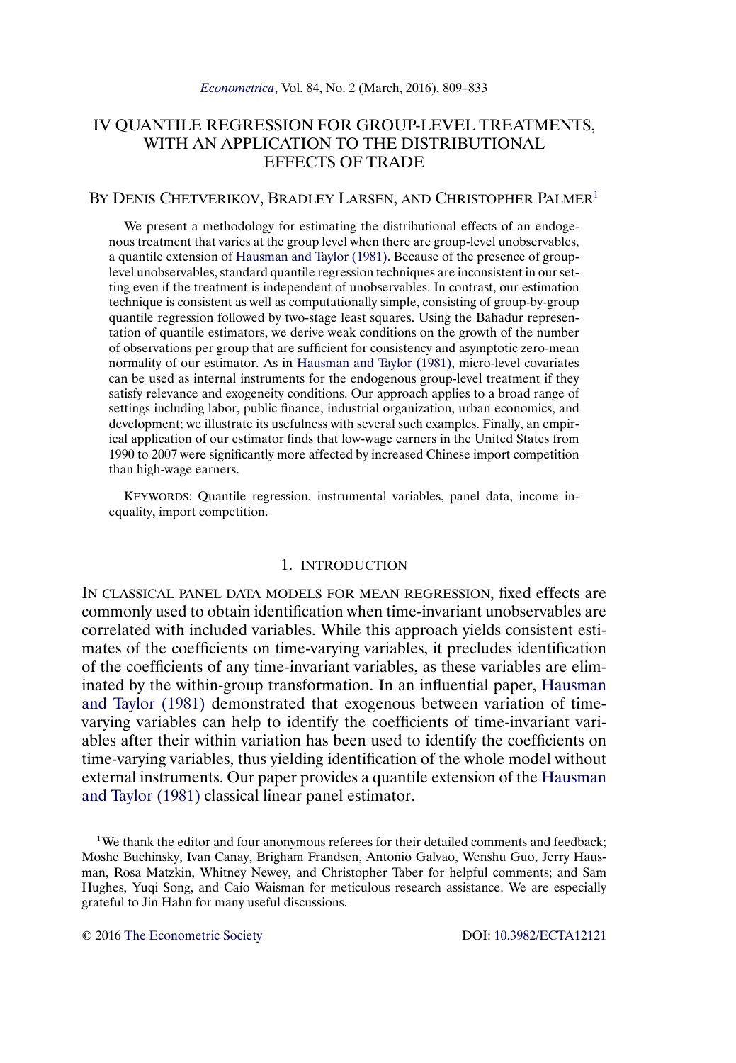# IV QUANTILE REGRESSION FOR GROUP-LEVEL TREATMENTS, WITH AN APPLICATION TO THE DISTRIBUTIONAL EFFECTS OF TRADE

BY DENIS CHETVERIKOV, BRADLEY LARSEN, AND CHRISTOPHER PALMER[1]

We present a methodology for estimating the distributional effects of an endogenous treatment that varies at the group level when there are group-level unobservables, a quantile extension of Hausman and Taylor (1981). Because of the presence of group-level unobservables, standard quantile regression techniques are inconsistent in our setting even if the treatment is independent of unobservables. In contrast, our estimation technique is consistent as well as computationally simple, consisting of group-by-group quantile regression followed by two-stage least squares. Using the Bahadur representation of quantile estimators, we derive weak conditions on the growth of the number of observations per group that are sufficient for consistency and asymptotic zero-mean normality of our estimator. As in Hausman and Taylor (1981), micro-level covariates can be used as internal instruments for the endogenous group-level treatment if they satisfy relevance and exogeneity conditions. Our approach applies to a broad range of settings including labor, public finance, industrial organization, urban economics, and development; we illustrate its usefulness with several such examples. Finally, an empirical application of our estimator finds that low-wage earners in the United States from 1990 to 2007 were significantly more affected by increased Chinese import competition than high-wage earners.

KEYWORDS: Quantile regression, instrumental variables, panel data, income inequality, import competition.

## 1. INTRODUCTION

IN CLASSICAL PANEL DATA MODELS FOR MEAN REGRESSION, fixed effects are commonly used to obtain identification when time-invariant unobservables are correlated with included variables. While this approach yields consistent estimates of the coefficients on time-varying variables, it precludes identification of the coefficients of any time-invariant variables, as these variables are eliminated by the within-group transformation. In an influential paper, Hausman and Taylor (1981) demonstrated that exogenous between variation of time-varying variables can help to identify the coefficients of time-invariant variables after their within variation has been used to identify the coefficients on time-varying variables, thus yielding identification of the whole model without external instruments. Our paper provides a quantile extension of the Hausman and Taylor (1981) classical linear panel estimator.

[1]We thank the editor and four anonymous referees for their detailed comments and feedback; Moshe Buchinsky, Ivan Canay, Brigham Frandsen, Antonio Galvao, Wenshu Guo, Jerry Hausman, Rosa Matzkin, Whitney Newey, and Christopher Taber for helpful comments; and Sam Hughes, Yuqi Song, and Caio Waisman for meticulous research assistance. We are especially grateful to Jin Hahn for many useful discussions.

© 2016 The Econometric Society DOI: 10.3982/ECTA12121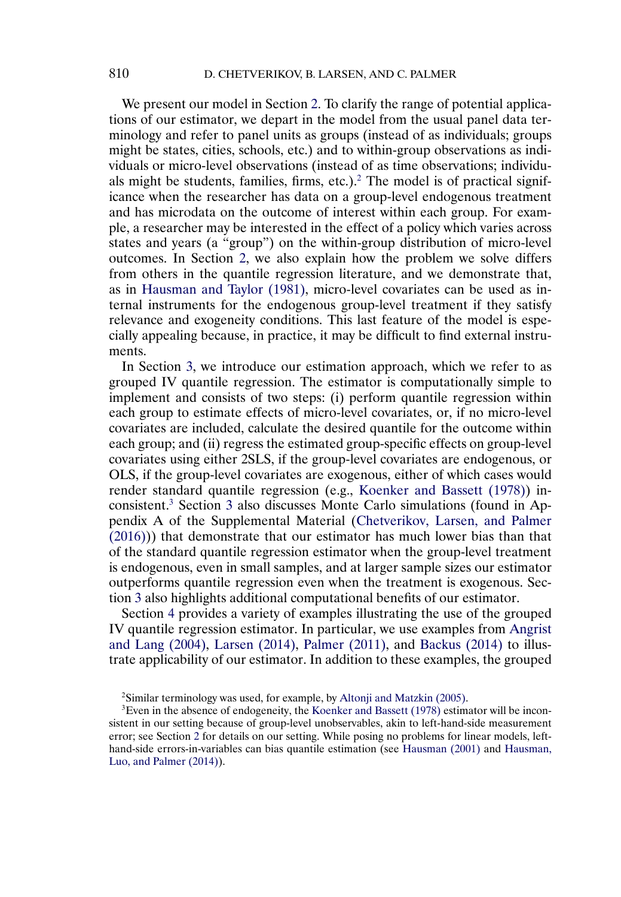We present our model in Section 2. To clarify the range of potential applications of our estimator, we depart in the model from the usual panel data terminology and refer to panel units as groups (instead of as individuals; groups might be states, cities, schools, etc.) and to within-group observations as individuals or micro-level observations (instead of as time observations; individuals might be students, families, firms, etc.).[2] The model is of practical significance when the researcher has data on a group-level endogenous treatment and has microdata on the outcome of interest within each group. For example, a researcher may be interested in the effect of a policy which varies across states and years (a "group") on the within-group distribution of micro-level outcomes. In Section 2, we also explain how the problem we solve differs from others in the quantile regression literature, and we demonstrate that, as in Hausman and Taylor (1981), micro-level covariates can be used as internal instruments for the endogenous group-level treatment if they satisfy relevance and exogeneity conditions. This last feature of the model is especially appealing because, in practice, it may be difficult to find external instruments.

In Section 3, we introduce our estimation approach, which we refer to as grouped IV quantile regression. The estimator is computationally simple to implement and consists of two steps: (i) perform quantile regression within each group to estimate effects of micro-level covariates, or, if no micro-level covariates are included, calculate the desired quantile for the outcome within each group; and (ii) regress the estimated group-specific effects on group-level covariates using either 2SLS, if the group-level covariates are endogenous, or OLS, if the group-level covariates are exogenous, either of which cases would render standard quantile regression (e.g., Koenker and Bassett (1978)) inconsistent.[3] Section 3 also discusses Monte Carlo simulations (found in Appendix A of the Supplemental Material (Chetverikov, Larsen, and Palmer (2016))) that demonstrate that our estimator has much lower bias than that of the standard quantile regression estimator when the group-level treatment is endogenous, even in small samples, and at larger sample sizes our estimator outperforms quantile regression even when the treatment is exogenous. Section 3 also highlights additional computational benefits of our estimator.

Section 4 provides a variety of examples illustrating the use of the grouped IV quantile regression estimator. In particular, we use examples from Angrist and Lang (2004), Larsen (2014), Palmer (2011), and Backus (2014) to illustrate applicability of our estimator. In addition to these examples, the grouped

[2] Similar terminology was used, for example, by Altonji and Matzkin (2005).

[3] Even in the absence of endogeneity, the Koenker and Bassett (1978) estimator will be inconsistent in our setting because of group-level unobservables, akin to left-hand-side measurement error; see Section 2 for details on our setting. While posing no problems for linear models, left-hand-side errors-in-variables can bias quantile estimation (see Hausman (2001) and Hausman, Luo, and Palmer (2014)).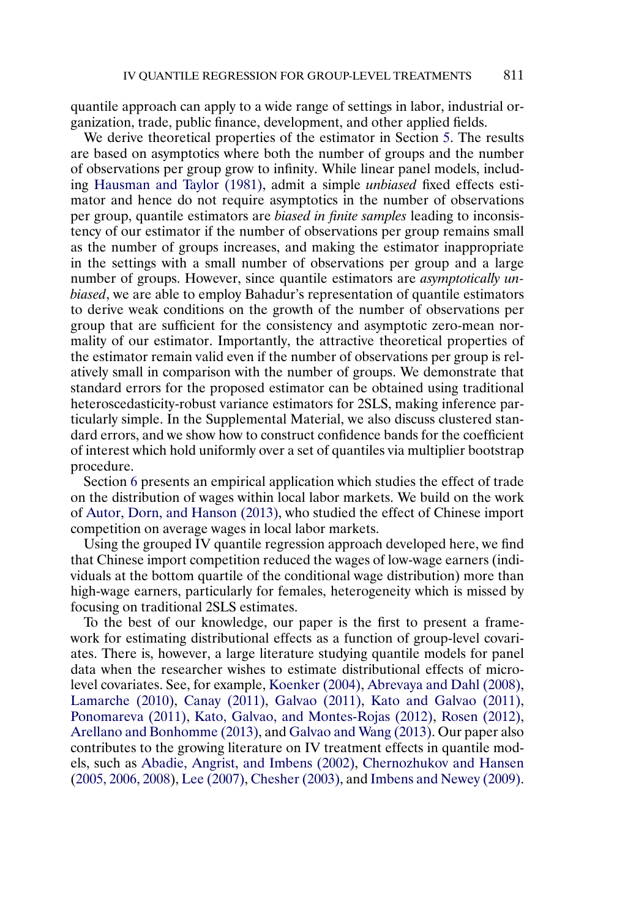quantile approach can apply to a wide range of settings in labor, industrial organization, trade, public finance, development, and other applied fields.

We derive theoretical properties of the estimator in Section 5. The results are based on asymptotics where both the number of groups and the number of observations per group grow to infinity. While linear panel models, including Hausman and Taylor (1981), admit a simple *unbiased* fixed effects estimator and hence do not require asymptotics in the number of observations per group, quantile estimators are *biased in finite samples* leading to inconsistency of our estimator if the number of observations per group remains small as the number of groups increases, and making the estimator inappropriate in the settings with a small number of observations per group and a large number of groups. However, since quantile estimators are *asymptotically unbiased*, we are able to employ Bahadur's representation of quantile estimators to derive weak conditions on the growth of the number of observations per group that are sufficient for the consistency and asymptotic zero-mean normality of our estimator. Importantly, the attractive theoretical properties of the estimator remain valid even if the number of observations per group is relatively small in comparison with the number of groups. We demonstrate that standard errors for the proposed estimator can be obtained using traditional heteroscedasticity-robust variance estimators for 2SLS, making inference particularly simple. In the Supplemental Material, we also discuss clustered standard errors, and we show how to construct confidence bands for the coefficient of interest which hold uniformly over a set of quantiles via multiplier bootstrap procedure.

Section 6 presents an empirical application which studies the effect of trade on the distribution of wages within local labor markets. We build on the work of Autor, Dorn, and Hanson (2013), who studied the effect of Chinese import competition on average wages in local labor markets.

Using the grouped IV quantile regression approach developed here, we find that Chinese import competition reduced the wages of low-wage earners (individuals at the bottom quartile of the conditional wage distribution) more than high-wage earners, particularly for females, heterogeneity which is missed by focusing on traditional 2SLS estimates.

To the best of our knowledge, our paper is the first to present a framework for estimating distributional effects as a function of group-level covariates. There is, however, a large literature studying quantile models for panel data when the researcher wishes to estimate distributional effects of micro-level covariates. See, for example, Koenker (2004), Abrevaya and Dahl (2008), Lamarche (2010), Canay (2011), Galvao (2011), Kato and Galvao (2011), Ponomareva (2011), Kato, Galvao, and Montes-Rojas (2012), Rosen (2012), Arellano and Bonhomme (2013), and Galvao and Wang (2013). Our paper also contributes to the growing literature on IV treatment effects in quantile models, such as Abadie, Angrist, and Imbens (2002), Chernozhukov and Hansen (2005, 2006, 2008), Lee (2007), Chesher (2003), and Imbens and Newey (2009).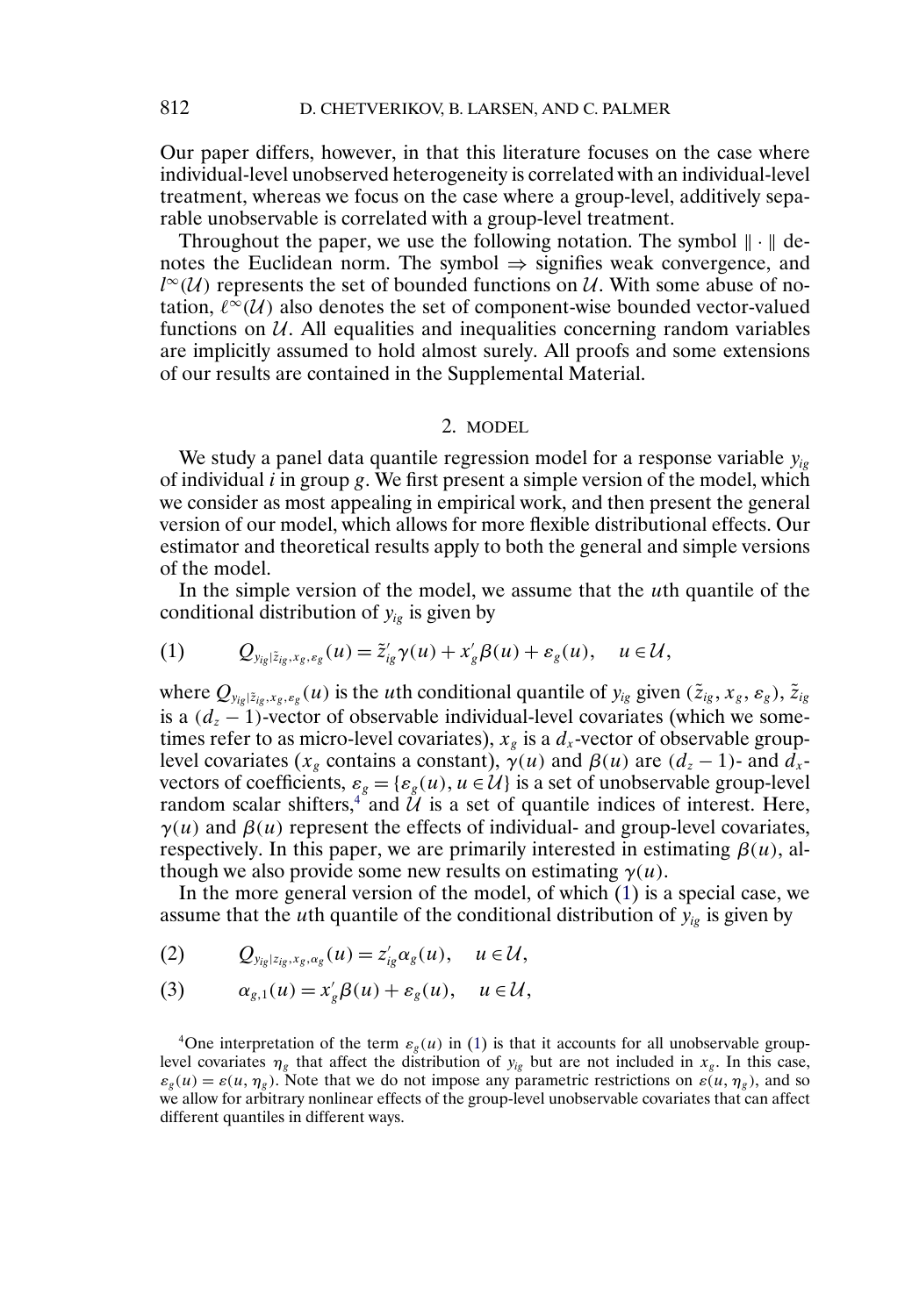Our paper differs, however, in that this literature focuses on the case where individual-level unobserved heterogeneity is correlated with an individual-level treatment, whereas we focus on the case where a group-level, additively separable unobservable is correlated with a group-level treatment.

Throughout the paper, we use the following notation. The symbol $\|\cdot\|$ denotes the Euclidean norm. The symbol $\Rightarrow$ signifies weak convergence, and $l^\infty(\mathcal{U})$ represents the set of bounded functions on $\mathcal{U}$. With some abuse of notation, $\ell^\infty(\mathcal{U})$ also denotes the set of component-wise bounded vector-valued functions on $\mathcal{U}$. All equalities and inequalities concerning random variables are implicitly assumed to hold almost surely. All proofs and some extensions of our results are contained in the Supplemental Material.

## 2. MODEL

We study a panel data quantile regression model for a response variable $y_{ig}$ of individual $i$ in group $g$. We first present a simple version of the model, which we consider as most appealing in empirical work, and then present the general version of our model, which allows for more flexible distributional effects. Our estimator and theoretical results apply to both the general and simple versions of the model.

In the simple version of the model, we assume that the $u$th quantile of the conditional distribution of $y_{ig}$ is given by

$$Q_{y_{ig}|\tilde{z}_{ig},x_g,\varepsilon_g}(u) = \tilde{z}_{ig}'\gamma(u) + x_g'\beta(u) + \varepsilon_g(u), \quad u \in \mathcal{U}, \tag{1}$$

where $Q_{y_{ig}|\tilde{z}_{ig},x_g,\varepsilon_g}(u)$ is the $u$th conditional quantile of $y_{ig}$ given $(\tilde{z}_{ig}, x_g, \varepsilon_g)$, $\tilde{z}_{ig}$ is a $(d_z - 1)$-vector of observable individual-level covariates (which we sometimes refer to as micro-level covariates), $x_g$ is a $d_x$-vector of observable group-level covariates ($x_g$ contains a constant), $\gamma(u)$ and $\beta(u)$ are $(d_z - 1)$- and $d_x$-vectors of coefficients, $\varepsilon_g = \{\varepsilon_g(u), u \in \mathcal{U}\}$ is a set of unobservable group-level random scalar shifters,[4] and $\mathcal{U}$ is a set of quantile indices of interest. Here, $\gamma(u)$ and $\beta(u)$ represent the effects of individual- and group-level covariates, respectively. In this paper, we are primarily interested in estimating $\beta(u)$, although we also provide some new results on estimating $\gamma(u)$.

In the more general version of the model, of which (1) is a special case, we assume that the $u$th quantile of the conditional distribution of $y_{ig}$ is given by

$$Q_{y_{ig}|z_{ig},x_g,\alpha_g}(u) = z_{ig}'\alpha_g(u), \quad u \in \mathcal{U}, \tag{2}$$

$$\alpha_{g,1}(u) = x_g'\beta(u) + \varepsilon_g(u), \quad u \in \mathcal{U}, \tag{3}$$

[4] One interpretation of the term $\varepsilon_g(u)$ in (1) is that it accounts for all unobservable group-level covariates $\eta_g$ that affect the distribution of $y_{ig}$ but are not included in $x_g$. In this case, $\varepsilon_g(u) = \varepsilon(u, \eta_g)$. Note that we do not impose any parametric restrictions on $\varepsilon(u, \eta_g)$, and so we allow for arbitrary nonlinear effects of the group-level unobservable covariates that can affect different quantiles in different ways.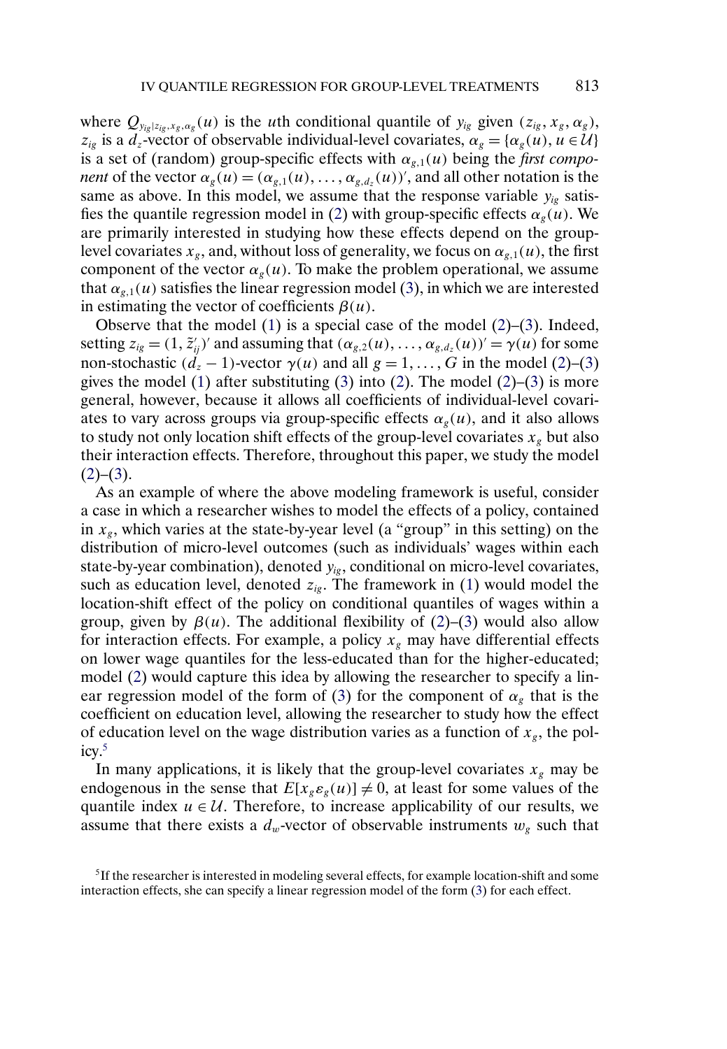where $Q_{y_{ig}|z_{ig},x_g,\alpha_g}(u)$ is the $u$th conditional quantile of $y_{ig}$ given $(z_{ig}, x_g, \alpha_g)$, $z_{ig}$ is a $d_z$-vector of observable individual-level covariates, $\alpha_g = \{\alpha_g(u), u \in \mathcal{U}\}$ is a set of (random) group-specific effects with $\alpha_{g,1}(u)$ being the *first component* of the vector $\alpha_g(u) = (\alpha_{g,1}(u), \ldots, \alpha_{g,d_z}(u))'$, and all other notation is the same as above. In this model, we assume that the response variable $y_{ig}$ satisfies the quantile regression model in (2) with group-specific effects $\alpha_g(u)$. We are primarily interested in studying how these effects depend on the group-level covariates $x_g$, and, without loss of generality, we focus on $\alpha_{g,1}(u)$, the first component of the vector $\alpha_g(u)$. To make the problem operational, we assume that $\alpha_{g,1}(u)$ satisfies the linear regression model (3), in which we are interested in estimating the vector of coefficients $\beta(u)$.

Observe that the model (1) is a special case of the model (2)–(3). Indeed, setting $z_{ig} = (1, \tilde{z}_{ij}')'$ and assuming that $(\alpha_{g,2}(u), \ldots, \alpha_{g,d_z}(u))' = \gamma(u)$ for some non-stochastic $(d_z - 1)$-vector $\gamma(u)$ and all $g = 1, \ldots, G$ in the model (2)–(3) gives the model (1) after substituting (3) into (2). The model (2)–(3) is more general, however, because it allows all coefficients of individual-level covariates to vary across groups via group-specific effects $\alpha_g(u)$, and it also allows to study not only location shift effects of the group-level covariates $x_g$ but also their interaction effects. Therefore, throughout this paper, we study the model (2)–(3).

As an example of where the above modeling framework is useful, consider a case in which a researcher wishes to model the effects of a policy, contained in $x_g$, which varies at the state-by-year level (a "group" in this setting) on the distribution of micro-level outcomes (such as individuals' wages within each state-by-year combination), denoted $y_{ig}$, conditional on micro-level covariates, such as education level, denoted $z_{ig}$. The framework in (1) would model the location-shift effect of the policy on conditional quantiles of wages within a group, given by $\beta(u)$. The additional flexibility of (2)–(3) would also allow for interaction effects. For example, a policy $x_g$ may have differential effects on lower wage quantiles for the less-educated than for the higher-educated; model (2) would capture this idea by allowing the researcher to specify a linear regression model of the form of (3) for the component of $\alpha_g$ that is the coefficient on education level, allowing the researcher to study how the effect of education level on the wage distribution varies as a function of $x_g$, the policy.[5]

In many applications, it is likely that the group-level covariates $x_g$ may be endogenous in the sense that $E[x_g \varepsilon_g(u)] \neq 0$, at least for some values of the quantile index $u \in \mathcal{U}$. Therefore, to increase applicability of our results, we assume that there exists a $d_w$-vector of observable instruments $w_g$ such that

[5] If the researcher is interested in modeling several effects, for example location-shift and some interaction effects, she can specify a linear regression model of the form (3) for each effect.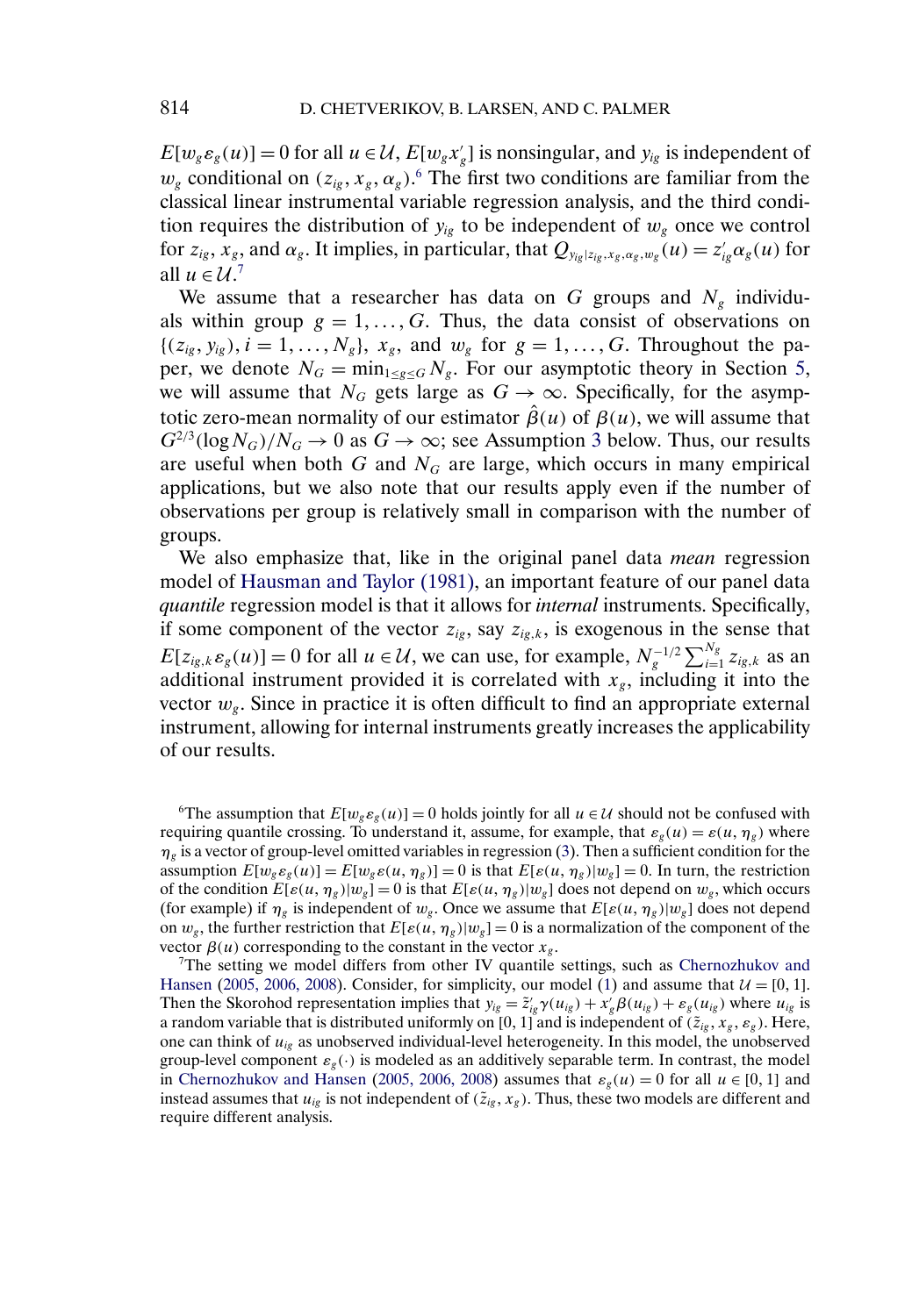$E[w_g \varepsilon_g(u)] = 0$ for all $u \in \mathcal{U}$, $E[w_g x_g']$ is nonsingular, and $y_{ig}$ is independent of $w_g$ conditional on $(z_{ig}, x_g, \alpha_g)$.[6] The first two conditions are familiar from the classical linear instrumental variable regression analysis, and the third condition requires the distribution of $y_{ig}$ to be independent of $w_g$ once we control for $z_{ig}$, $x_g$, and $\alpha_g$. It implies, in particular, that $Q_{y_{ig}|z_{ig},x_g,\alpha_g,w_g}(u) = z_{ig}'\alpha_g(u)$ for all $u \in \mathcal{U}$.[7]

We assume that a researcher has data on $G$ groups and $N_g$ individuals within group $g = 1, \dots, G$. Thus, the data consist of observations on $\{(z_{ig}, y_{ig}), i = 1, \dots, N_g\}$, $x_g$, and $w_g$ for $g = 1, \dots, G$. Throughout the paper, we denote $N_G = \min_{1 \le g \le G} N_g$. For our asymptotic theory in Section 5, we will assume that $N_G$ gets large as $G \to \infty$. Specifically, for the asymptotic zero-mean normality of our estimator $\hat{\beta}(u)$ of $\beta(u)$, we will assume that $G^{2/3}(\log N_G)/N_G \to 0$ as $G \to \infty$; see Assumption 3 below. Thus, our results are useful when both $G$ and $N_G$ are large, which occurs in many empirical applications, but we also note that our results apply even if the number of observations per group is relatively small in comparison with the number of groups.

We also emphasize that, like in the original panel data *mean* regression model of Hausman and Taylor (1981), an important feature of our panel data *quantile* regression model is that it allows for *internal* instruments. Specifically, if some component of the vector $z_{ig}$, say $z_{ig,k}$, is exogenous in the sense that $E[z_{ig,k}\varepsilon_g(u)] = 0$ for all $u \in \mathcal{U}$, we can use, for example, $N_g^{-1/2}\sum_{i=1}^{N_g} z_{ig,k}$ as an additional instrument provided it is correlated with $x_g$, including it into the vector $w_g$. Since in practice it is often difficult to find an appropriate external instrument, allowing for internal instruments greatly increases the applicability of our results.

[6]The assumption that $E[w_g \varepsilon_g(u)] = 0$ holds jointly for all $u \in \mathcal{U}$ should not be confused with requiring quantile crossing. To understand it, assume, for example, that $\varepsilon_g(u) = \varepsilon(u, \eta_g)$ where $\eta_g$ is a vector of group-level omitted variables in regression (3). Then a sufficient condition for the assumption $E[w_g \varepsilon_g(u)] = E[w_g \varepsilon(u, \eta_g)] = 0$ is that $E[\varepsilon(u, \eta_g)|w_g] = 0$. In turn, the restriction of the condition $E[\varepsilon(u, \eta_g)|w_g] = 0$ is that $E[\varepsilon(u, \eta_g)|w_g]$ does not depend on $w_g$, which occurs (for example) if $\eta_g$ is independent of $w_g$. Once we assume that $E[\varepsilon(u, \eta_g)|w_g]$ does not depend on $w_g$, the further restriction that $E[\varepsilon(u, \eta_g)|w_g] = 0$ is a normalization of the component of the vector $\beta(u)$ corresponding to the constant in the vector $x_g$.

[7]The setting we model differs from other IV quantile settings, such as Chernozhukov and Hansen (2005, 2006, 2008). Consider, for simplicity, our model (1) and assume that $\mathcal{U} = [0, 1]$. Then the Skorohod representation implies that $y_{ig} = \tilde{z}_{ig}'\gamma(u_{ig}) + x_g'\beta(u_{ig}) + \varepsilon_g(u_{ig})$ where $u_{ig}$ is a random variable that is distributed uniformly on $[0, 1]$ and is independent of $(\tilde{z}_{ig}, x_g, \varepsilon_g)$. Here, one can think of $u_{ig}$ as unobserved individual-level heterogeneity. In this model, the unobserved group-level component $\varepsilon_g(\cdot)$ is modeled as an additively separable term. In contrast, the model in Chernozhukov and Hansen (2005, 2006, 2008) assumes that $\varepsilon_g(u) = 0$ for all $u \in [0, 1]$ and instead assumes that $u_{ig}$ is not independent of $(\tilde{z}_{ig}, x_g)$. Thus, these two models are different and require different analysis.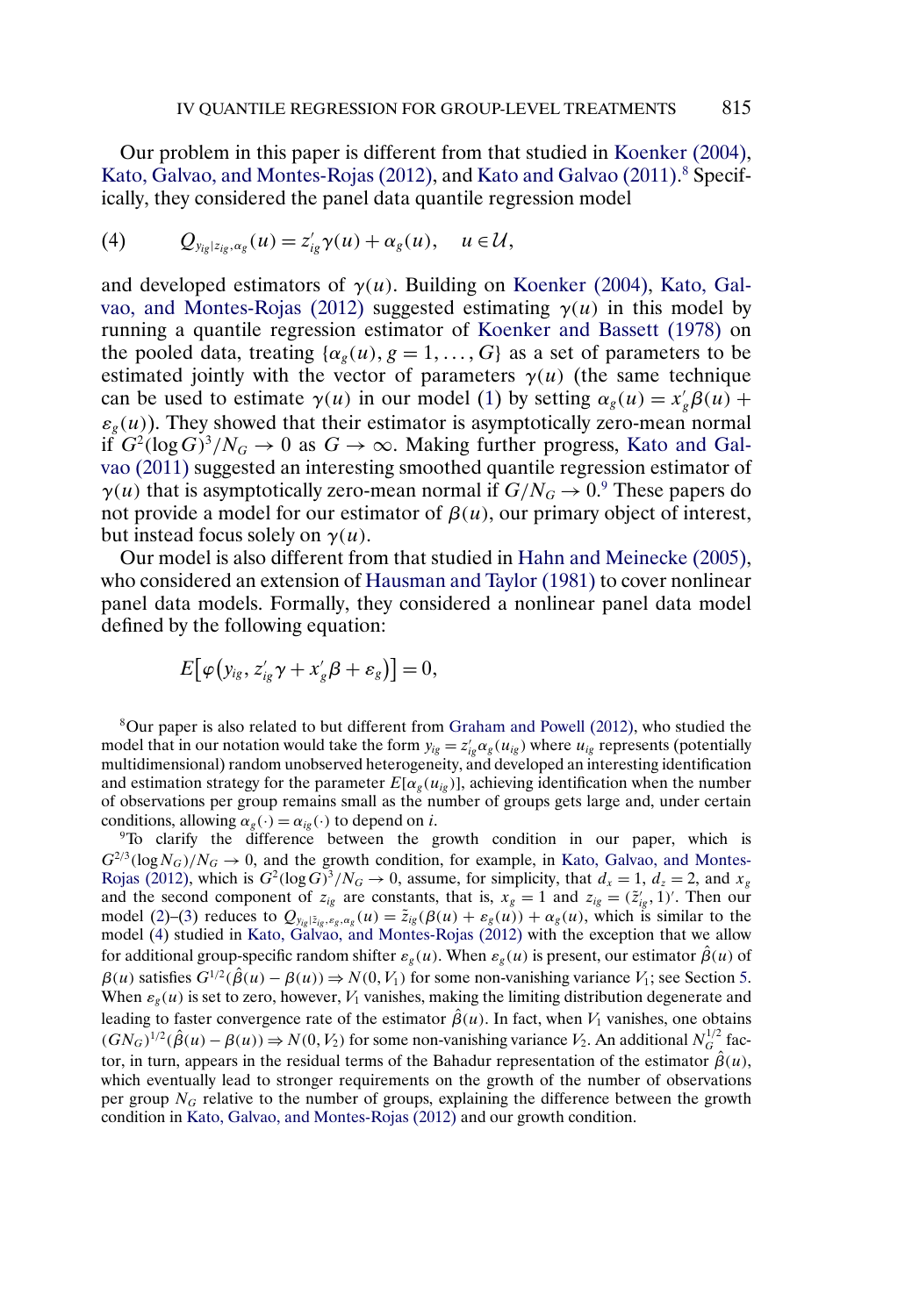Our problem in this paper is different from that studied in Koenker (2004), Kato, Galvao, and Montes-Rojas (2012), and Kato and Galvao (2011).[8] Specifically, they considered the panel data quantile regression model

$$Q_{y_{ig}|z_{ig},\alpha_g}(u) = z_{ig}'\gamma(u) + \alpha_g(u), \quad u \in \mathcal{U}, \tag{4}$$

and developed estimators of $\gamma(u)$. Building on Koenker (2004), Kato, Galvao, and Montes-Rojas (2012) suggested estimating $\gamma(u)$ in this model by running a quantile regression estimator of Koenker and Bassett (1978) on the pooled data, treating $\{\alpha_g(u), g = 1, \ldots, G\}$ as a set of parameters to be estimated jointly with the vector of parameters $\gamma(u)$ (the same technique can be used to estimate $\gamma(u)$ in our model (1) by setting $\alpha_g(u) = x_g'\beta(u) + \varepsilon_g(u)$). They showed that their estimator is asymptotically zero-mean normal if $G^2(\log G)^3/N_G \to 0$ as $G \to \infty$. Making further progress, Kato and Galvao (2011) suggested an interesting smoothed quantile regression estimator of $\gamma(u)$ that is asymptotically zero-mean normal if $G/N_G \to 0$.[9] These papers do not provide a model for our estimator of $\beta(u)$, our primary object of interest, but instead focus solely on $\gamma(u)$.

Our model is also different from that studied in Hahn and Meinecke (2005), who considered an extension of Hausman and Taylor (1981) to cover nonlinear panel data models. Formally, they considered a nonlinear panel data model defined by the following equation:

$$E\big[\varphi\big(y_{ig}, z_{ig}'\gamma + x_g'\beta + \varepsilon_g\big)\big] = 0,$$

[8] Our paper is also related to but different from Graham and Powell (2012), who studied the model that in our notation would take the form $y_{ig} = z_{ig}'\alpha_g(u_{ig})$ where $u_{ig}$ represents (potentially multidimensional) random unobserved heterogeneity, and developed an interesting identification and estimation strategy for the parameter $E[\alpha_g(u_{ig})]$, achieving identification when the number of observations per group remains small as the number of groups gets large and, under certain conditions, allowing $\alpha_g(\cdot) = \alpha_{ig}(\cdot)$ to depend on $i$.

[9] To clarify the difference between the growth condition in our paper, which is $G^{2/3}(\log N_G)/N_G \to 0$, and the growth condition, for example, in Kato, Galvao, and Montes-Rojas (2012), which is $G^2(\log G)^3/N_G \to 0$, assume, for simplicity, that $d_x = 1$, $d_z = 2$, and $x_g$ and the second component of $z_{ig}$ are constants, that is, $x_g = 1$ and $z_{ig} = (\tilde{z}_{ig}', 1)'$. Then our model (2)–(3) reduces to $Q_{y_{ig}|\tilde{z}_{ig},\varepsilon_g,\alpha_g}(u) = \tilde{z}_{ig}(\beta(u) + \varepsilon_g(u)) + \alpha_g(u)$, which is similar to the model (4) studied in Kato, Galvao, and Montes-Rojas (2012) with the exception that we allow for additional group-specific random shifter $\varepsilon_g(u)$. When $\varepsilon_g(u)$ is present, our estimator $\hat{\beta}(u)$ of $\beta(u)$ satisfies $G^{1/2}(\hat{\beta}(u) - \beta(u)) \Rightarrow N(0, V_1)$ for some non-vanishing variance $V_1$; see Section 5. When $\varepsilon_g(u)$ is set to zero, however, $V_1$ vanishes, making the limiting distribution degenerate and leading to faster convergence rate of the estimator $\hat{\beta}(u)$. In fact, when $V_1$ vanishes, one obtains $(GN_G)^{1/2}(\hat{\beta}(u) - \beta(u)) \Rightarrow N(0, V_2)$ for some non-vanishing variance $V_2$. An additional $N_G^{1/2}$ factor, in turn, appears in the residual terms of the Bahadur representation of the estimator $\hat{\beta}(u)$, which eventually lead to stronger requirements on the growth of the number of observations per group $N_G$ relative to the number of groups, explaining the difference between the growth condition in Kato, Galvao, and Montes-Rojas (2012) and our growth condition.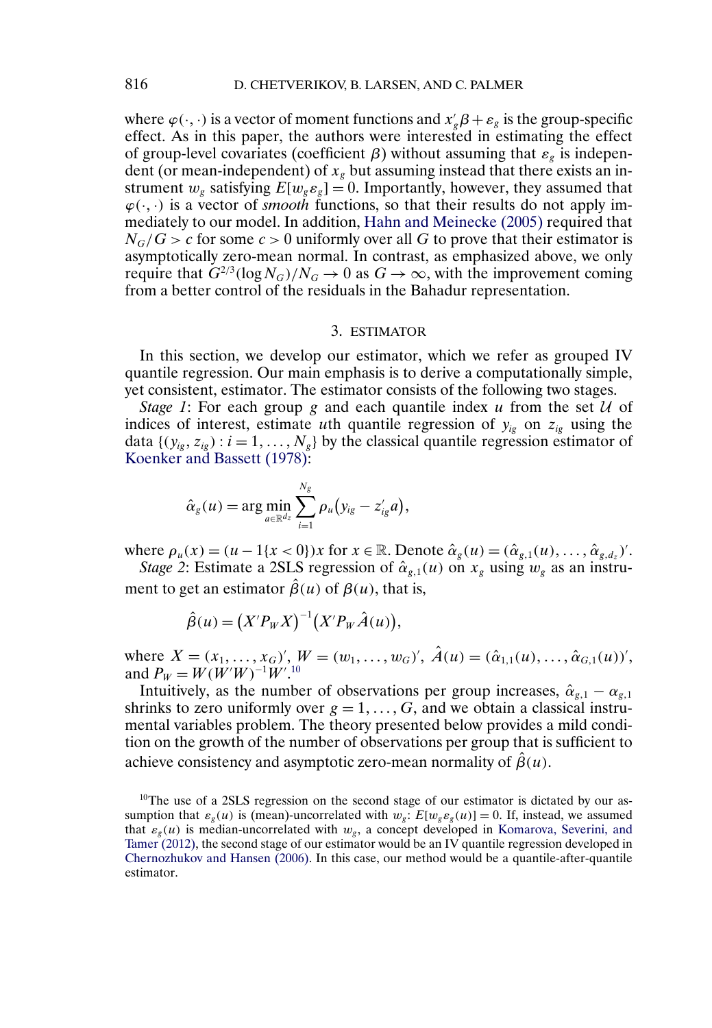where $\varphi(\cdot,\cdot)$ is a vector of moment functions and $x_g'\beta + \varepsilon_g$ is the group-specific effect. As in this paper, the authors were interested in estimating the effect of group-level covariates (coefficient $\beta$) without assuming that $\varepsilon_g$ is independent (or mean-independent) of $x_g$ but assuming instead that there exists an instrument $w_g$ satisfying $E[w_g\varepsilon_g] = 0$. Importantly, however, they assumed that $\varphi(\cdot,\cdot)$ is a vector of *smooth* functions, so that their results do not apply immediately to our model. In addition, Hahn and Meinecke (2005) required that $N_G/G > c$ for some $c > 0$ uniformly over all $G$ to prove that their estimator is asymptotically zero-mean normal. In contrast, as emphasized above, we only require that $G^{2/3}(\log N_G)/N_G \to 0$ as $G \to \infty$, with the improvement coming from a better control of the residuals in the Bahadur representation.

## 3. ESTIMATOR

In this section, we develop our estimator, which we refer as grouped IV quantile regression. Our main emphasis is to derive a computationally simple, yet consistent, estimator. The estimator consists of the following two stages.

*Stage 1*: For each group $g$ and each quantile index $u$ from the set $\mathcal{U}$ of indices of interest, estimate $u$th quantile regression of $y_{ig}$ on $z_{ig}$ using the data $\{(y_{ig}, z_{ig}) : i = 1, \dots, N_g\}$ by the classical quantile regression estimator of Koenker and Bassett (1978):

$$\hat{\alpha}_g(u) = \arg\min_{a\in\mathbb{R}^{d_z}} \sum_{i=1}^{N_g} \rho_u\big(y_{ig} - z_{ig}'a\big),$$

where $\rho_u(x) = (u - 1\{x < 0\})x$ for $x \in \mathbb{R}$. Denote $\hat{\alpha}_g(u) = (\hat{\alpha}_{g,1}(u), \dots, \hat{\alpha}_{g,d_z})'$.

*Stage 2*: Estimate a 2SLS regression of $\hat{\alpha}_{g,1}(u)$ on $x_g$ using $w_g$ as an instrument to get an estimator $\hat{\beta}(u)$ of $\beta(u)$, that is,

$$\hat{\beta}(u) = \big(X'P_W X\big)^{-1}\big(X'P_W\hat{A}(u)\big),$$

where $X = (x_1, \dots, x_G)'$, $W = (w_1, \dots, w_G)'$, $\hat{A}(u) = (\hat{\alpha}_{1,1}(u), \dots, \hat{\alpha}_{G,1}(u))'$, and $P_W = W(W'W)^{-1}W'$.[10]

Intuitively, as the number of observations per group increases, $\hat{\alpha}_{g,1} - \alpha_{g,1}$ shrinks to zero uniformly over $g = 1, \dots, G$, and we obtain a classical instrumental variables problem. The theory presented below provides a mild condition on the growth of the number of observations per group that is sufficient to achieve consistency and asymptotic zero-mean normality of $\hat{\beta}(u)$.

[10] The use of a 2SLS regression on the second stage of our estimator is dictated by our assumption that $\varepsilon_g(u)$ is (mean)-uncorrelated with $w_g$: $E[w_g\varepsilon_g(u)] = 0$. If, instead, we assumed that $\varepsilon_g(u)$ is median-uncorrelated with $w_g$, a concept developed in Komarova, Severini, and Tamer (2012), the second stage of our estimator would be an IV quantile regression developed in Chernozhukov and Hansen (2006). In this case, our method would be a quantile-after-quantile estimator.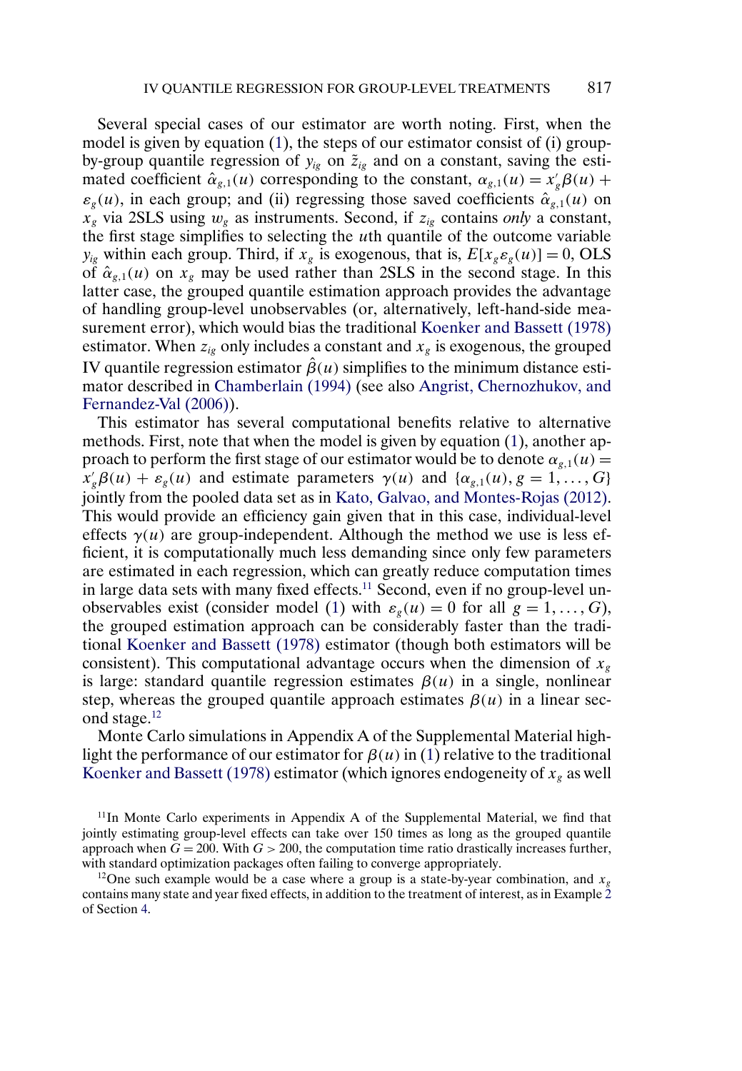Several special cases of our estimator are worth noting. First, when the model is given by equation (1), the steps of our estimator consist of (i) group-by-group quantile regression of $y_{ig}$ on $\tilde{z}_{ig}$ and on a constant, saving the estimated coefficient $\hat{\alpha}_{g,1}(u)$ corresponding to the constant, $\alpha_{g,1}(u) = x_g' \beta(u) + \varepsilon_g(u)$, in each group; and (ii) regressing those saved coefficients $\hat{\alpha}_{g,1}(u)$ on $x_g$ via 2SLS using $w_g$ as instruments. Second, if $z_{ig}$ contains *only* a constant, the first stage simplifies to selecting the $u$th quantile of the outcome variable $y_{ig}$ within each group. Third, if $x_g$ is exogenous, that is, $E[x_g \varepsilon_g(u)] = 0$, OLS of $\hat{\alpha}_{g,1}(u)$ on $x_g$ may be used rather than 2SLS in the second stage. In this latter case, the grouped quantile estimation approach provides the advantage of handling group-level unobservables (or, alternatively, left-hand-side measurement error), which would bias the traditional Koenker and Bassett (1978) estimator. When $z_{ig}$ only includes a constant and $x_g$ is exogenous, the grouped IV quantile regression estimator $\hat{\beta}(u)$ simplifies to the minimum distance estimator described in Chamberlain (1994) (see also Angrist, Chernozhukov, and Fernandez-Val (2006)).

This estimator has several computational benefits relative to alternative methods. First, note that when the model is given by equation (1), another approach to perform the first stage of our estimator would be to denote $\alpha_{g,1}(u) = x_g' \beta(u) + \varepsilon_g(u)$ and estimate parameters $\gamma(u)$ and $\{\alpha_{g,1}(u), g = 1, \dots, G\}$ jointly from the pooled data set as in Kato, Galvao, and Montes-Rojas (2012). This would provide an efficiency gain given that in this case, individual-level effects $\gamma(u)$ are group-independent. Although the method we use is less efficient, it is computationally much less demanding since only few parameters are estimated in each regression, which can greatly reduce computation times in large data sets with many fixed effects.[11] Second, even if no group-level unobservables exist (consider model (1) with $\varepsilon_g(u) = 0$ for all $g = 1, \dots, G$), the grouped estimation approach can be considerably faster than the traditional Koenker and Bassett (1978) estimator (though both estimators will be consistent). This computational advantage occurs when the dimension of $x_g$ is large: standard quantile regression estimates $\beta(u)$ in a single, nonlinear step, whereas the grouped quantile approach estimates $\beta(u)$ in a linear second stage.[12]

Monte Carlo simulations in Appendix A of the Supplemental Material highlight the performance of our estimator for $\beta(u)$ in (1) relative to the traditional Koenker and Bassett (1978) estimator (which ignores endogeneity of $x_g$ as well

[11] In Monte Carlo experiments in Appendix A of the Supplemental Material, we find that jointly estimating group-level effects can take over 150 times as long as the grouped quantile approach when $G = 200$. With $G > 200$, the computation time ratio drastically increases further, with standard optimization packages often failing to converge appropriately.

[12] One such example would be a case where a group is a state-by-year combination, and $x_g$ contains many state and year fixed effects, in addition to the treatment of interest, as in Example 2 of Section 4.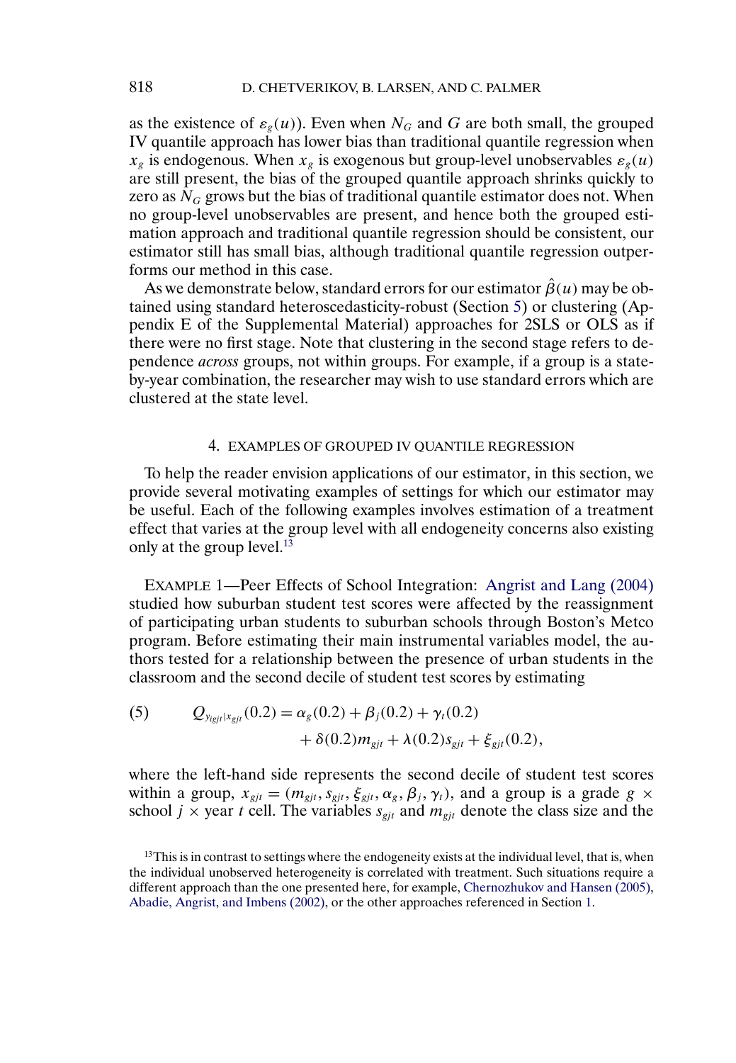as the existence of $\varepsilon_g(u)$). Even when $N_G$ and $G$ are both small, the grouped IV quantile approach has lower bias than traditional quantile regression when $x_g$ is endogenous. When $x_g$ is exogenous but group-level unobservables $\varepsilon_g(u)$ are still present, the bias of the grouped quantile approach shrinks quickly to zero as $N_G$ grows but the bias of traditional quantile estimator does not. When no group-level unobservables are present, and hence both the grouped estimation approach and traditional quantile regression should be consistent, our estimator still has small bias, although traditional quantile regression outperforms our method in this case.

As we demonstrate below, standard errors for our estimator $\hat{\beta}(u)$ may be obtained using standard heteroscedasticity-robust (Section 5) or clustering (Appendix E of the Supplemental Material) approaches for 2SLS or OLS as if there were no first stage. Note that clustering in the second stage refers to dependence *across* groups, not within groups. For example, if a group is a state-by-year combination, the researcher may wish to use standard errors which are clustered at the state level.

## 4. EXAMPLES OF GROUPED IV QUANTILE REGRESSION

To help the reader envision applications of our estimator, in this section, we provide several motivating examples of settings for which our estimator may be useful. Each of the following examples involves estimation of a treatment effect that varies at the group level with all endogeneity concerns also existing only at the group level.[13]

EXAMPLE 1—Peer Effects of School Integration: Angrist and Lang (2004) studied how suburban student test scores were affected by the reassignment of participating urban students to suburban schools through Boston's Metco program. Before estimating their main instrumental variables model, the authors tested for a relationship between the presence of urban students in the classroom and the second decile of student test scores by estimating

$$Q_{y_{igjt}|x_{gjt}}(0.2) = \alpha_g(0.2) + \beta_j(0.2) + \gamma_t(0.2) + \delta(0.2)m_{gjt} + \lambda(0.2)s_{gjt} + \xi_{gjt}(0.2), \tag{5}$$

where the left-hand side represents the second decile of student test scores within a group, $x_{gjt} = (m_{gjt}, s_{gjt}, \xi_{gjt}, \alpha_g, \beta_j, \gamma_t)$, and a group is a grade $g \times$ school $j \times$ year $t$ cell. The variables $s_{gjt}$ and $m_{gjt}$ denote the class size and the

[13] This is in contrast to settings where the endogeneity exists at the individual level, that is, when the individual unobserved heterogeneity is correlated with treatment. Such situations require a different approach than the one presented here, for example, Chernozhukov and Hansen (2005), Abadie, Angrist, and Imbens (2002), or the other approaches referenced in Section 1.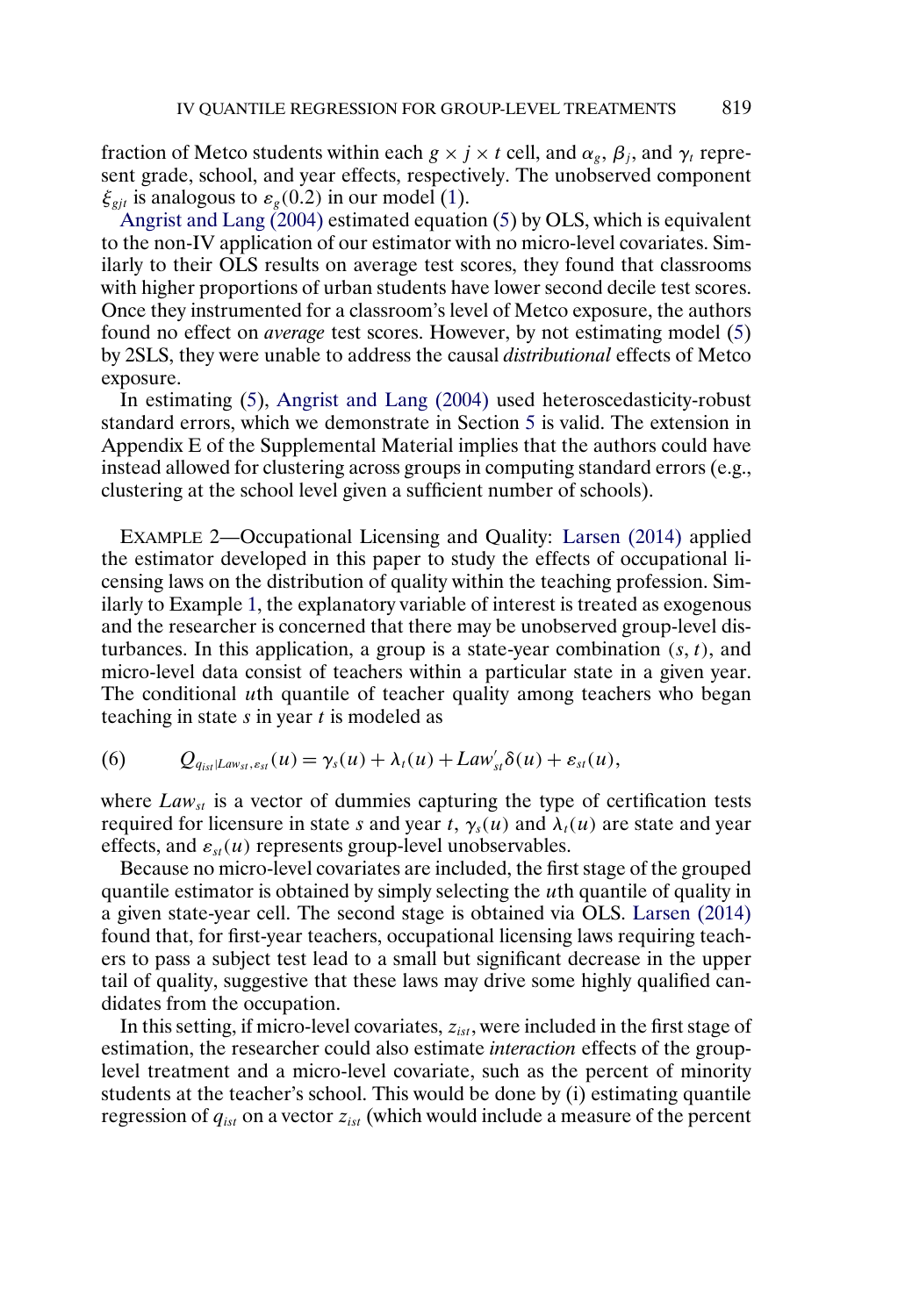fraction of Metco students within each $g \times j \times t$ cell, and $\alpha_g$, $\beta_j$, and $\gamma_t$ represent grade, school, and year effects, respectively. The unobserved component $\xi_{gjt}$ is analogous to $\varepsilon_g(0.2)$ in our model (1).

Angrist and Lang (2004) estimated equation (5) by OLS, which is equivalent to the non-IV application of our estimator with no micro-level covariates. Similarly to their OLS results on average test scores, they found that classrooms with higher proportions of urban students have lower second decile test scores. Once they instrumented for a classroom's level of Metco exposure, the authors found no effect on *average* test scores. However, by not estimating model (5) by 2SLS, they were unable to address the causal *distributional* effects of Metco exposure.

In estimating (5), Angrist and Lang (2004) used heteroscedasticity-robust standard errors, which we demonstrate in Section 5 is valid. The extension in Appendix E of the Supplemental Material implies that the authors could have instead allowed for clustering across groups in computing standard errors (e.g., clustering at the school level given a sufficient number of schools).

EXAMPLE 2—Occupational Licensing and Quality: Larsen (2014) applied the estimator developed in this paper to study the effects of occupational licensing laws on the distribution of quality within the teaching profession. Similarly to Example 1, the explanatory variable of interest is treated as exogenous and the researcher is concerned that there may be unobserved group-level disturbances. In this application, a group is a state-year combination $(s, t)$, and micro-level data consist of teachers within a particular state in a given year. The conditional $u$th quantile of teacher quality among teachers who began teaching in state $s$ in year $t$ is modeled as

$$(6) \qquad Q_{q_{ist}|Law_{st},\varepsilon_{st}}(u) = \gamma_s(u) + \lambda_t(u) + Law_{st}'\delta(u) + \varepsilon_{st}(u),$$

where $Law_{st}$ is a vector of dummies capturing the type of certification tests required for licensure in state $s$ and year $t$, $\gamma_s(u)$ and $\lambda_t(u)$ are state and year effects, and $\varepsilon_{st}(u)$ represents group-level unobservables.

Because no micro-level covariates are included, the first stage of the grouped quantile estimator is obtained by simply selecting the $u$th quantile of quality in a given state-year cell. The second stage is obtained via OLS. Larsen (2014) found that, for first-year teachers, occupational licensing laws requiring teachers to pass a subject test lead to a small but significant decrease in the upper tail of quality, suggestive that these laws may drive some highly qualified candidates from the occupation.

In this setting, if micro-level covariates, $z_{ist}$, were included in the first stage of estimation, the researcher could also estimate *interaction* effects of the group-level treatment and a micro-level covariate, such as the percent of minority students at the teacher's school. This would be done by (i) estimating quantile regression of $q_{ist}$ on a vector $z_{ist}$ (which would include a measure of the percent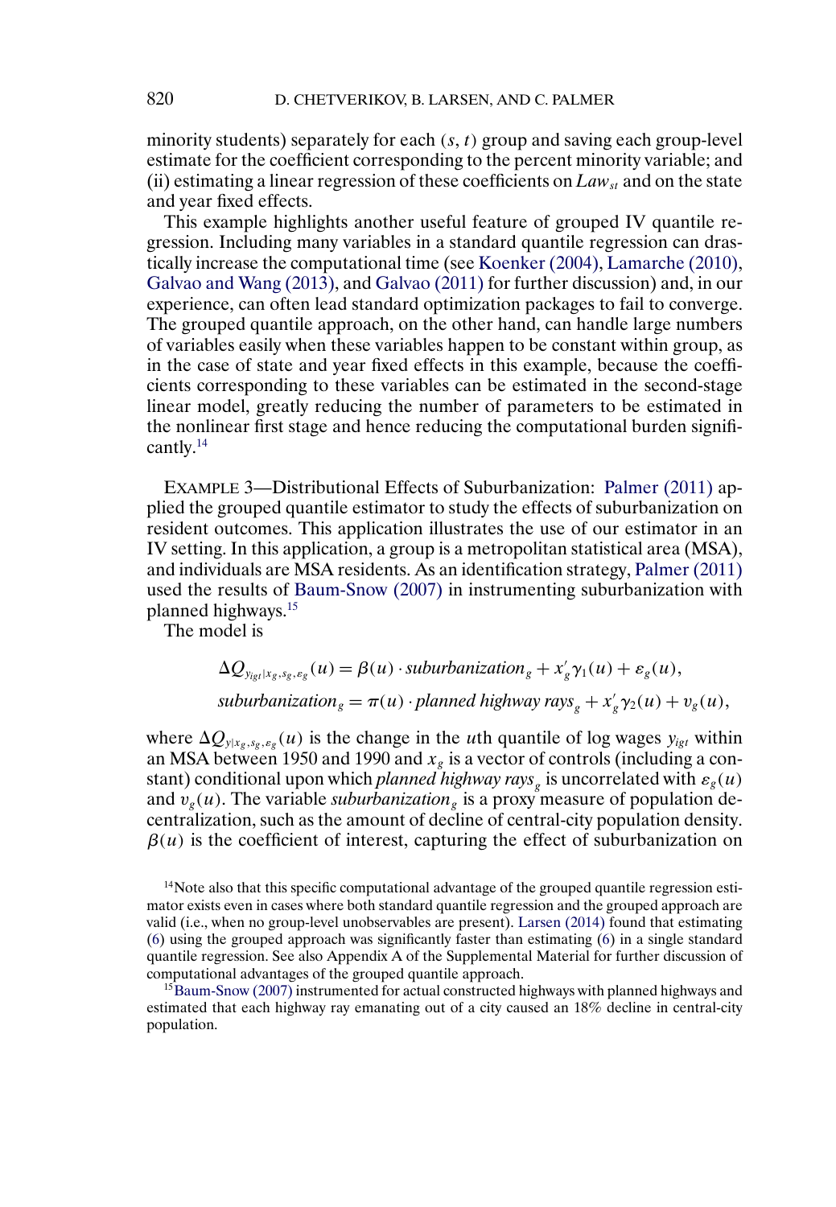minority students) separately for each $(s, t)$ group and saving each group-level estimate for the coefficient corresponding to the percent minority variable; and (ii) estimating a linear regression of these coefficients on $Law_{st}$ and on the state and year fixed effects.

This example highlights another useful feature of grouped IV quantile regression. Including many variables in a standard quantile regression can drastically increase the computational time (see Koenker (2004), Lamarche (2010), Galvao and Wang (2013), and Galvao (2011) for further discussion) and, in our experience, can often lead standard optimization packages to fail to converge. The grouped quantile approach, on the other hand, can handle large numbers of variables easily when these variables happen to be constant within group, as in the case of state and year fixed effects in this example, because the coefficients corresponding to these variables can be estimated in the second-stage linear model, greatly reducing the number of parameters to be estimated in the nonlinear first stage and hence reducing the computational burden significantly.[14]

EXAMPLE 3—Distributional Effects of Suburbanization: Palmer (2011) applied the grouped quantile estimator to study the effects of suburbanization on resident outcomes. This application illustrates the use of our estimator in an IV setting. In this application, a group is a metropolitan statistical area (MSA), and individuals are MSA residents. As an identification strategy, Palmer (2011) used the results of Baum-Snow (2007) in instrumenting suburbanization with planned highways.[15]

The model is

$$\Delta Q_{y_{igt}|x_g,s_g,\varepsilon_g}(u) = \beta(u) \cdot \textit{suburbanization}_g + x_g' \gamma_1(u) + \varepsilon_g(u),$$

$$\textit{suburbanization}_g = \pi(u) \cdot \textit{planned highway rays}_g + x_g' \gamma_2(u) + v_g(u),$$

where $\Delta Q_{y|x_g,s_g,\varepsilon_g}(u)$ is the change in the $u$th quantile of log wages $y_{igt}$ within an MSA between 1950 and 1990 and $x_g$ is a vector of controls (including a constant) conditional upon which *planned highway rays*$_g$ is uncorrelated with $\varepsilon_g(u)$ and $v_g(u)$. The variable *suburbanization*$_g$ is a proxy measure of population decentralization, such as the amount of decline of central-city population density. $\beta(u)$ is the coefficient of interest, capturing the effect of suburbanization on

[14] Note also that this specific computational advantage of the grouped quantile regression estimator exists even in cases where both standard quantile regression and the grouped approach are valid (i.e., when no group-level unobservables are present). Larsen (2014) found that estimating (6) using the grouped approach was significantly faster than estimating (6) in a single standard quantile regression. See also Appendix A of the Supplemental Material for further discussion of computational advantages of the grouped quantile approach.

[15] Baum-Snow (2007) instrumented for actual constructed highways with planned highways and estimated that each highway ray emanating out of a city caused an 18% decline in central-city population.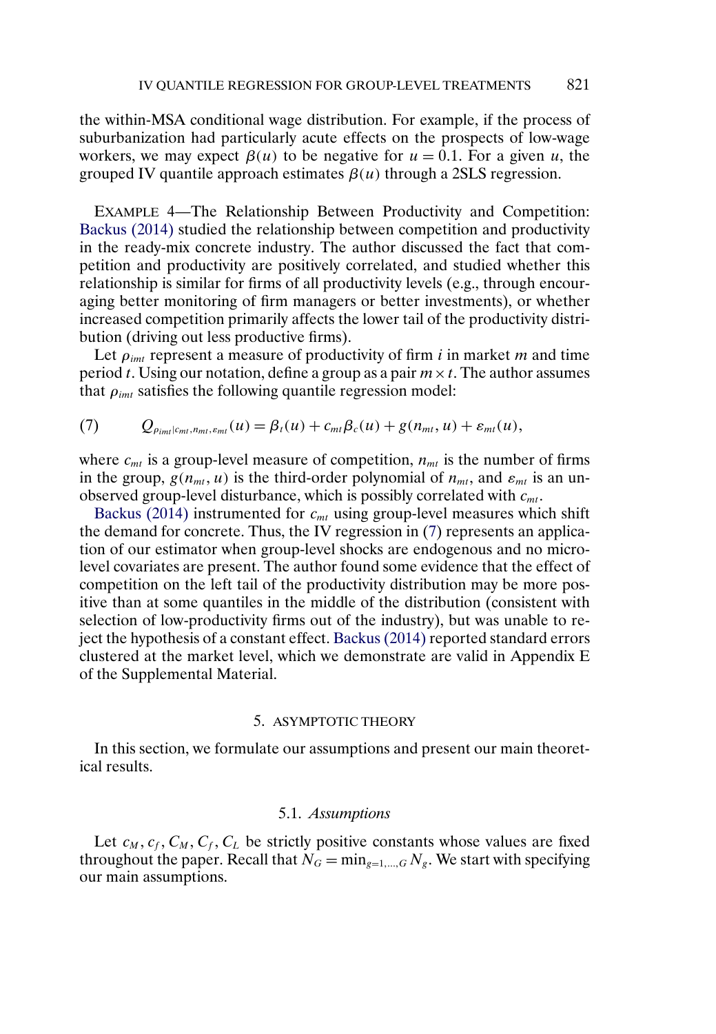the within-MSA conditional wage distribution. For example, if the process of suburbanization had particularly acute effects on the prospects of low-wage workers, we may expect $\beta(u)$ to be negative for $u = 0.1$. For a given $u$, the grouped IV quantile approach estimates $\beta(u)$ through a 2SLS regression.

EXAMPLE 4—The Relationship Between Productivity and Competition: Backus (2014) studied the relationship between competition and productivity in the ready-mix concrete industry. The author discussed the fact that competition and productivity are positively correlated, and studied whether this relationship is similar for firms of all productivity levels (e.g., through encouraging better monitoring of firm managers or better investments), or whether increased competition primarily affects the lower tail of the productivity distribution (driving out less productive firms).

Let $\rho_{imt}$ represent a measure of productivity of firm $i$ in market $m$ and time period $t$. Using our notation, define a group as a pair $m \times t$. The author assumes that $\rho_{imt}$ satisfies the following quantile regression model:

$$Q_{\rho_{imt}|c_{mt},n_{mt},\varepsilon_{mt}}(u) = \beta_t(u) + c_{mt}\beta_c(u) + g(n_{mt}, u) + \varepsilon_{mt}(u), \tag{7}$$

where $c_{mt}$ is a group-level measure of competition, $n_{mt}$ is the number of firms in the group, $g(n_{mt}, u)$ is the third-order polynomial of $n_{mt}$, and $\varepsilon_{mt}$ is an unobserved group-level disturbance, which is possibly correlated with $c_{mt}$.

Backus (2014) instrumented for $c_{mt}$ using group-level measures which shift the demand for concrete. Thus, the IV regression in (7) represents an application of our estimator when group-level shocks are endogenous and no micro-level covariates are present. The author found some evidence that the effect of competition on the left tail of the productivity distribution may be more positive than at some quantiles in the middle of the distribution (consistent with selection of low-productivity firms out of the industry), but was unable to reject the hypothesis of a constant effect. Backus (2014) reported standard errors clustered at the market level, which we demonstrate are valid in Appendix E of the Supplemental Material.

## 5. ASYMPTOTIC THEORY

In this section, we formulate our assumptions and present our main theoretical results.

### 5.1. *Assumptions*

Let $c_M, c_f, C_M, C_f, C_L$ be strictly positive constants whose values are fixed throughout the paper. Recall that $N_G = \min_{g=1,\dots,G} N_g$. We start with specifying our main assumptions.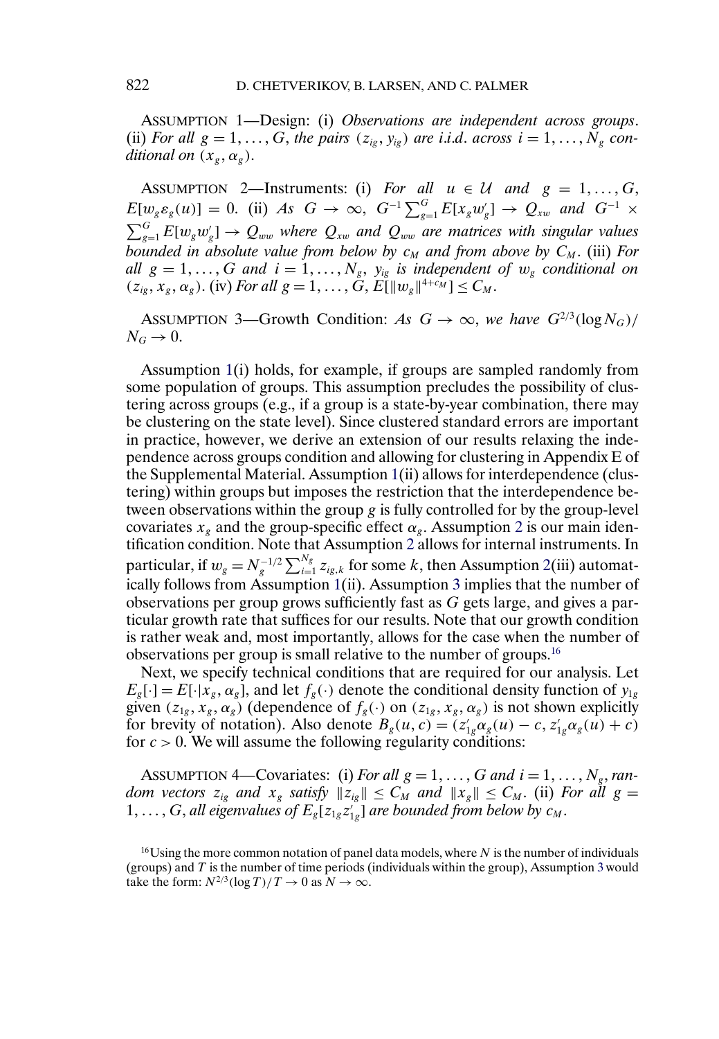ASSUMPTION 1—Design: (i) *Observations are independent across groups*. (ii) *For all* $g = 1, \dots, G$, *the pairs* $(z_{ig}, y_{ig})$ *are i.i.d. across* $i = 1, \dots, N_g$ *conditional on* $(x_g, \alpha_g)$.

ASSUMPTION 2—Instruments: (i) *For all* $u \in \mathcal{U}$ *and* $g = 1, \dots, G$, $E[w_g \varepsilon_g(u)] = 0$. (ii) *As* $G \to \infty$, $G^{-1}\sum_{g=1}^{G} E[x_g w_g'] \to Q_{xw}$ *and* $G^{-1} \times \sum_{g=1}^{G} E[w_g w_g'] \to Q_{ww}$ *where* $Q_{xw}$ *and* $Q_{ww}$ *are matrices with singular values bounded in absolute value from below by* $c_M$ *and from above by* $C_M$. (iii) *For all* $g = 1, \dots, G$ *and* $i = 1, \dots, N_g$, $y_{ig}$ *is independent of* $w_g$ *conditional on* $(z_{ig}, x_g, \alpha_g)$. (iv) *For all* $g = 1, \dots, G$, $E[\|w_g\|^{4+c_M}] \le C_M$.

ASSUMPTION 3—Growth Condition: *As* $G \to \infty$, *we have* $G^{2/3}(\log N_G)/N_G \to 0$.

Assumption 1(i) holds, for example, if groups are sampled randomly from some population of groups. This assumption precludes the possibility of clustering across groups (e.g., if a group is a state-by-year combination, there may be clustering on the state level). Since clustered standard errors are important in practice, however, we derive an extension of our results relaxing the independence across groups condition and allowing for clustering in Appendix E of the Supplemental Material. Assumption 1(ii) allows for interdependence (clustering) within groups but imposes the restriction that the interdependence between observations within the group $g$ is fully controlled for by the group-level covariates $x_g$ and the group-specific effect $\alpha_g$. Assumption 2 is our main identification condition. Note that Assumption 2 allows for internal instruments. In particular, if $w_g = N_g^{-1/2}\sum_{i=1}^{N_g} z_{ig,k}$ for some $k$, then Assumption 2(iii) automatically follows from Assumption 1(ii). Assumption 3 implies that the number of observations per group grows sufficiently fast as $G$ gets large, and gives a particular growth rate that suffices for our results. Note that our growth condition is rather weak and, most importantly, allows for the case when the number of observations per group is small relative to the number of groups.[16]

Next, we specify technical conditions that are required for our analysis. Let $E_g[\cdot] = E[\cdot|x_g, \alpha_g]$, and let $f_g(\cdot)$ denote the conditional density function of $y_{1g}$ given $(z_{1g}, x_g, \alpha_g)$ (dependence of $f_g(\cdot)$ on $(z_{1g}, x_g, \alpha_g)$ is not shown explicitly for brevity of notation). Also denote $B_g(u, c) = (z_{1g}'\alpha_g(u) - c, z_{1g}'\alpha_g(u) + c)$ for $c > 0$. We will assume the following regularity conditions:

ASSUMPTION 4—Covariates: (i) *For all* $g = 1, \dots, G$ *and* $i = 1, \dots, N_g$, *random vectors* $z_{ig}$ *and* $x_g$ *satisfy* $\|z_{ig}\| \le C_M$ *and* $\|x_g\| \le C_M$. (ii) *For all* $g = 1, \dots, G$, *all eigenvalues of* $E_g[z_{1g}z_{1g}']$ *are bounded from below by* $c_M$.

[16]Using the more common notation of panel data models, where $N$ is the number of individuals (groups) and $T$ is the number of time periods (individuals within the group), Assumption 3 would take the form: $N^{2/3}(\log T)/T \to 0$ as $N \to \infty$.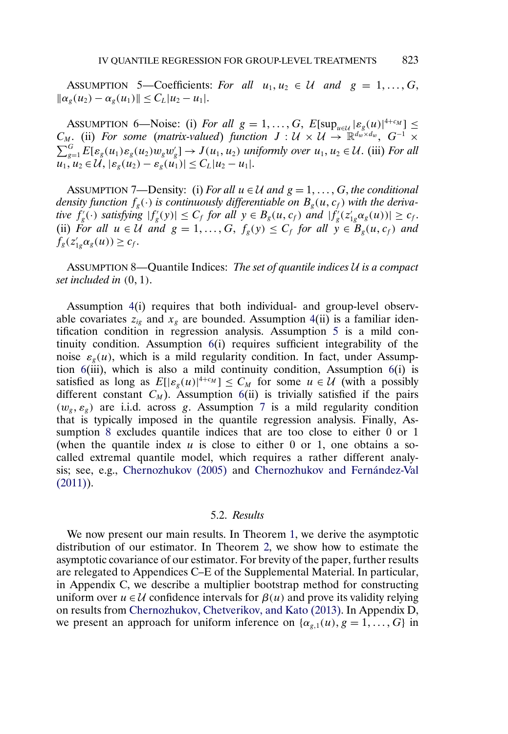ASSUMPTION 5—Coefficients: *For all* $u_1, u_2 \in \mathcal{U}$ *and* $g = 1, \dots, G$, $\|\alpha_g(u_2) - \alpha_g(u_1)\| \le C_L |u_2 - u_1|$.

ASSUMPTION 6—Noise: (i) *For all* $g = 1, \dots, G$, $E[\sup_{u \in \mathcal{U}} |\varepsilon_g(u)|^{4+c_M}] \le C_M$. (ii) *For some (matrix-valued) function* $J : \mathcal{U} \times \mathcal{U} \to \mathbb{R}^{d_w \times d_w}$, $G^{-1} \times \sum_{g=1}^{G} E[\varepsilon_g(u_1)\varepsilon_g(u_2) w_g w_g'] \to J(u_1, u_2)$ *uniformly over* $u_1, u_2 \in \mathcal{U}$. (iii) *For all* $u_1, u_2 \in \mathcal{U}$, $|\varepsilon_g(u_2) - \varepsilon_g(u_1)| \le C_L |u_2 - u_1|$.

ASSUMPTION 7—Density: (i) *For all* $u \in \mathcal{U}$ *and* $g = 1, \dots, G$, *the conditional density function* $f_g(\cdot)$ *is continuously differentiable on* $B_g(u, c_f)$ *with the derivative* $f_g'(\cdot)$ *satisfying* $|f_g'(y)| \le C_f$ *for all* $y \in B_g(u, c_f)$ *and* $|f_g'(z_{1g}'\alpha_g(u))| \ge c_f$. (ii) *For all* $u \in \mathcal{U}$ *and* $g = 1, \dots, G$, $f_g(y) \le C_f$ *for all* $y \in B_g(u, c_f)$ *and* $f_g(z_{1g}'\alpha_g(u)) \ge c_f$.

ASSUMPTION 8—Quantile Indices: *The set of quantile indices* $\mathcal{U}$ *is a compact set included in* $(0, 1)$.

Assumption 4(i) requires that both individual- and group-level observable covariates $z_{ig}$ and $x_g$ are bounded. Assumption 4(ii) is a familiar identification condition in regression analysis. Assumption 5 is a mild continuity condition. Assumption 6(i) requires sufficient integrability of the noise $\varepsilon_g(u)$, which is a mild regularity condition. In fact, under Assumption 6(iii), which is also a mild continuity condition, Assumption 6(i) is satisfied as long as $E[|\varepsilon_g(u)|^{4+c_M}] \le C_M$ for some $u \in \mathcal{U}$ (with a possibly different constant $C_M$). Assumption 6(ii) is trivially satisfied if the pairs $(w_g, \varepsilon_g)$ are i.i.d. across $g$. Assumption 7 is a mild regularity condition that is typically imposed in the quantile regression analysis. Finally, Assumption 8 excludes quantile indices that are too close to either 0 or 1 (when the quantile index $u$ is close to either 0 or 1, one obtains a so-called extremal quantile model, which requires a rather different analysis; see, e.g., Chernozhukov (2005) and Chernozhukov and Fernández-Val (2011)).

### 5.2. *Results*

We now present our main results. In Theorem 1, we derive the asymptotic distribution of our estimator. In Theorem 2, we show how to estimate the asymptotic covariance of our estimator. For brevity of the paper, further results are relegated to Appendices C–E of the Supplemental Material. In particular, in Appendix C, we describe a multiplier bootstrap method for constructing uniform over $u \in \mathcal{U}$ confidence intervals for $\beta(u)$ and prove its validity relying on results from Chernozhukov, Chetverikov, and Kato (2013). In Appendix D, we present an approach for uniform inference on $\{\alpha_{g,1}(u), g = 1, \dots, G\}$ in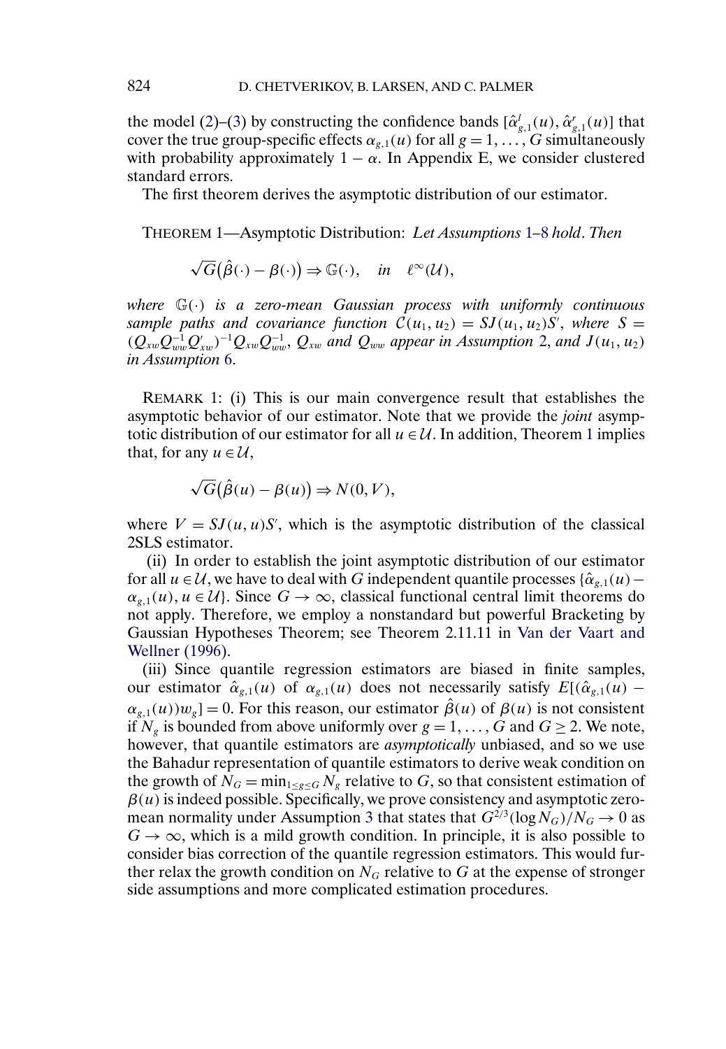the model (2)–(3) by constructing the confidence bands $[\hat{\alpha}^l_{g,1}(u), \hat{\alpha}^r_{g,1}(u)]$ that cover the true group-specific effects $\alpha_{g,1}(u)$ for all $g = 1, \dots, G$ simultaneously with probability approximately $1 - \alpha$. In Appendix E, we consider clustered standard errors.

The first theorem derives the asymptotic distribution of our estimator.

THEOREM 1—Asymptotic Distribution: *Let Assumptions 1–8 hold. Then*

$$\sqrt{G}\big(\hat{\beta}(\cdot) - \beta(\cdot)\big) \Rightarrow \mathbb{G}(\cdot), \quad \textit{in} \quad \ell^\infty(\mathcal{U}),$$

*where* $\mathbb{G}(\cdot)$ *is a zero-mean Gaussian process with uniformly continuous sample paths and covariance function* $\mathcal{C}(u_1, u_2) = SJ(u_1, u_2)S'$, *where* $S = (Q_{xw}Q_{ww}^{-1}Q_{xw}')^{-1}Q_{xw}Q_{ww}^{-1}$, $Q_{xw}$ *and* $Q_{ww}$ *appear in Assumption 2, and* $J(u_1, u_2)$ *in Assumption 6.*

REMARK 1: (i) This is our main convergence result that establishes the asymptotic behavior of our estimator. Note that we provide the *joint* asymptotic distribution of our estimator for all $u \in \mathcal{U}$. In addition, Theorem 1 implies that, for any $u \in \mathcal{U}$,

$$\sqrt{G}\big(\hat{\beta}(u) - \beta(u)\big) \Rightarrow N(0, V),$$

where $V = SJ(u, u)S'$, which is the asymptotic distribution of the classical 2SLS estimator.

(ii) In order to establish the joint asymptotic distribution of our estimator for all $u \in \mathcal{U}$, we have to deal with $G$ independent quantile processes $\{\hat{\alpha}_{g,1}(u) - \alpha_{g,1}(u), u \in \mathcal{U}\}$. Since $G \to \infty$, classical functional central limit theorems do not apply. Therefore, we employ a nonstandard but powerful Bracketing by Gaussian Hypotheses Theorem; see Theorem 2.11.11 in Van der Vaart and Wellner (1996).

(iii) Since quantile regression estimators are biased in finite samples, our estimator $\hat{\alpha}_{g,1}(u)$ of $\alpha_{g,1}(u)$ does not necessarily satisfy $E[(\hat{\alpha}_{g,1}(u) - \alpha_{g,1}(u))w_g] = 0$. For this reason, our estimator $\hat{\beta}(u)$ of $\beta(u)$ is not consistent if $N_g$ is bounded from above uniformly over $g = 1, \dots, G$ and $G \geq 2$. We note, however, that quantile estimators are *asymptotically* unbiased, and so we use the Bahadur representation of quantile estimators to derive weak condition on the growth of $N_G = \min_{1 \leq g \leq G} N_g$ relative to $G$, so that consistent estimation of $\beta(u)$ is indeed possible. Specifically, we prove consistency and asymptotic zero-mean normality under Assumption 3 that states that $G^{2/3}(\log N_G)/N_G \to 0$ as $G \to \infty$, which is a mild growth condition. In principle, it is also possible to consider bias correction of the quantile regression estimators. This would further relax the growth condition on $N_G$ relative to $G$ at the expense of stronger side assumptions and more complicated estimation procedures.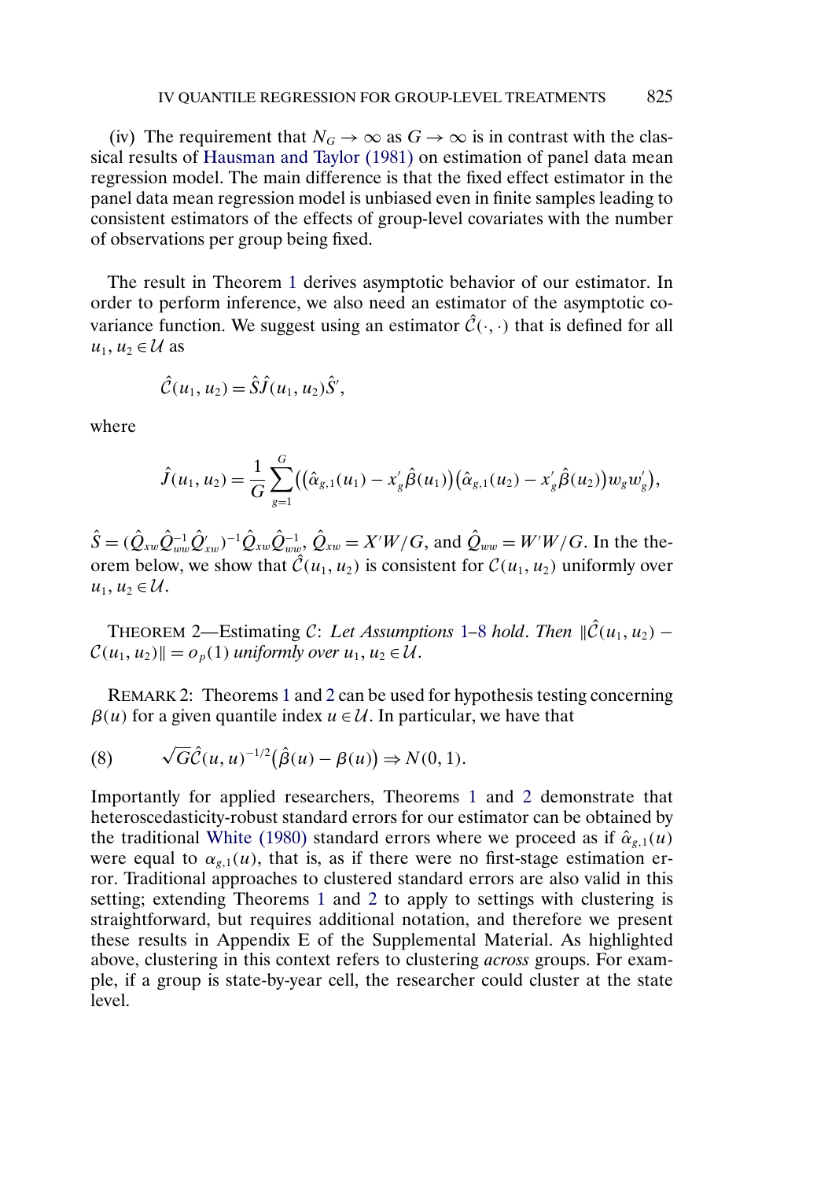(iv) The requirement that $N_G \to \infty$ as $G \to \infty$ is in contrast with the classical results of Hausman and Taylor (1981) on estimation of panel data mean regression model. The main difference is that the fixed effect estimator in the panel data mean regression model is unbiased even in finite samples leading to consistent estimators of the effects of group-level covariates with the number of observations per group being fixed.

The result in Theorem 1 derives asymptotic behavior of our estimator. In order to perform inference, we also need an estimator of the asymptotic covariance function. We suggest using an estimator $\hat{\mathcal{C}}(\cdot,\cdot)$ that is defined for all $u_1, u_2 \in \mathcal{U}$ as

$$\hat{\mathcal{C}}(u_1, u_2) = \hat{S}\hat{J}(u_1, u_2)\hat{S}',$$

where

$$\hat{J}(u_1, u_2) = \frac{1}{G}\sum_{g=1}^{G}\big(\big(\hat{\alpha}_{g,1}(u_1) - x_g'\hat{\beta}(u_1)\big)\big(\hat{\alpha}_{g,1}(u_2) - x_g'\hat{\beta}(u_2)\big)w_g w_g'\big),$$

$\hat{S} = (\hat{Q}_{xw}\hat{Q}_{ww}^{-1}\hat{Q}_{xw}')^{-1}\hat{Q}_{xw}\hat{Q}_{ww}^{-1}$, $\hat{Q}_{xw} = X'W/G$, and $\hat{Q}_{ww} = W'W/G$. In the theorem below, we show that $\hat{\mathcal{C}}(u_1, u_2)$ is consistent for $\mathcal{C}(u_1, u_2)$ uniformly over $u_1, u_2 \in \mathcal{U}$.

THEOREM 2—Estimating $\mathcal{C}$: *Let Assumptions 1–8 hold. Then* $\|\hat{\mathcal{C}}(u_1, u_2) - \mathcal{C}(u_1, u_2)\| = o_p(1)$ *uniformly over* $u_1, u_2 \in \mathcal{U}$.

REMARK 2: Theorems 1 and 2 can be used for hypothesis testing concerning $\beta(u)$ for a given quantile index $u \in \mathcal{U}$. In particular, we have that

$$\sqrt{G}\hat{\mathcal{C}}(u, u)^{-1/2}\big(\hat{\beta}(u) - \beta(u)\big) \Rightarrow N(0, 1). \tag{8}$$

Importantly for applied researchers, Theorems 1 and 2 demonstrate that heteroscedasticity-robust standard errors for our estimator can be obtained by the traditional White (1980) standard errors where we proceed as if $\hat{\alpha}_{g,1}(u)$ were equal to $\alpha_{g,1}(u)$, that is, as if there were no first-stage estimation error. Traditional approaches to clustered standard errors are also valid in this setting; extending Theorems 1 and 2 to apply to settings with clustering is straightforward, but requires additional notation, and therefore we present these results in Appendix E of the Supplemental Material. As highlighted above, clustering in this context refers to clustering *across* groups. For example, if a group is state-by-year cell, the researcher could cluster at the state level.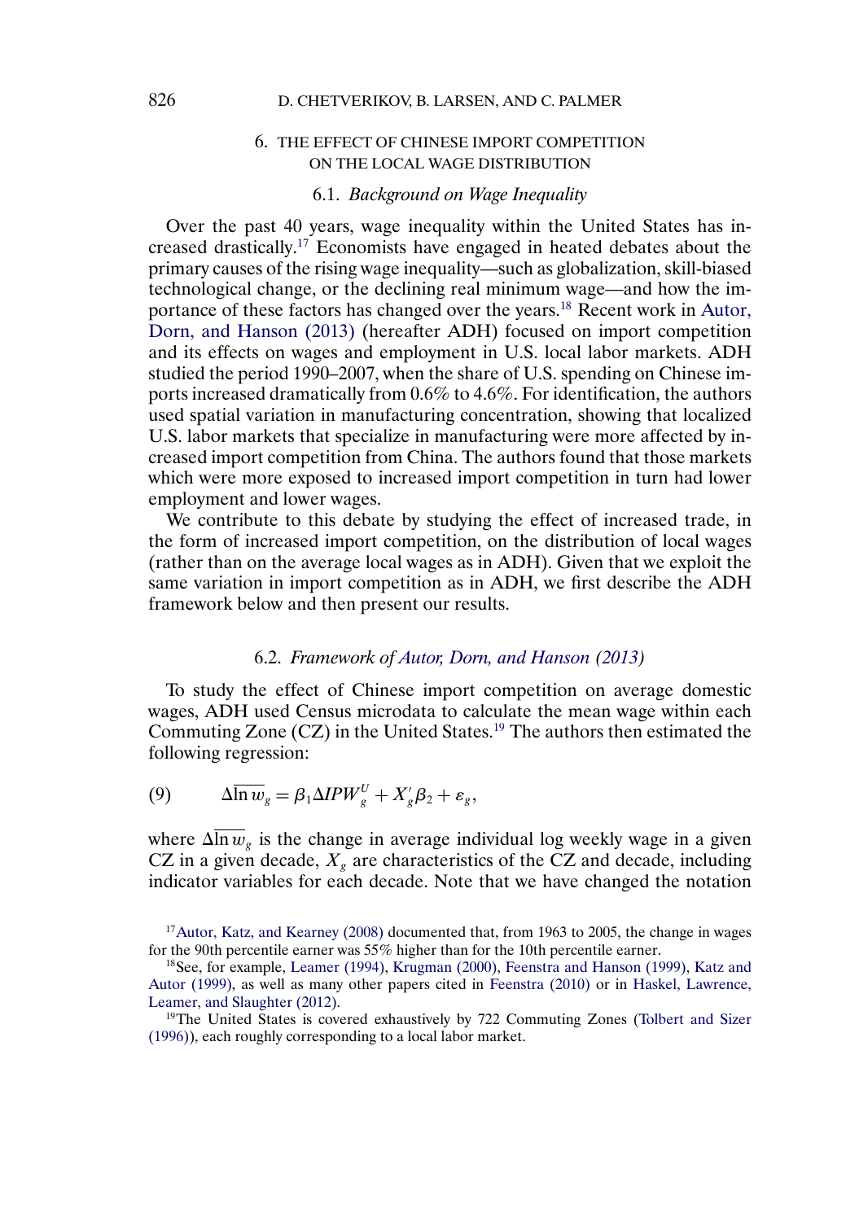## 6. THE EFFECT OF CHINESE IMPORT COMPETITION ON THE LOCAL WAGE DISTRIBUTION

### 6.1. *Background on Wage Inequality*

Over the past 40 years, wage inequality within the United States has increased drastically.[17] Economists have engaged in heated debates about the primary causes of the rising wage inequality—such as globalization, skill-biased technological change, or the declining real minimum wage—and how the importance of these factors has changed over the years.[18] Recent work in Autor, Dorn, and Hanson (2013) (hereafter ADH) focused on import competition and its effects on wages and employment in U.S. local labor markets. ADH studied the period 1990–2007, when the share of U.S. spending on Chinese imports increased dramatically from 0.6% to 4.6%. For identification, the authors used spatial variation in manufacturing concentration, showing that localized U.S. labor markets that specialize in manufacturing were more affected by increased import competition from China. The authors found that those markets which were more exposed to increased import competition in turn had lower employment and lower wages.

We contribute to this debate by studying the effect of increased trade, in the form of increased import competition, on the distribution of local wages (rather than on the average local wages as in ADH). Given that we exploit the same variation in import competition as in ADH, we first describe the ADH framework below and then present our results.

### 6.2. *Framework of Autor, Dorn, and Hanson (2013)*

To study the effect of Chinese import competition on average domestic wages, ADH used Census microdata to calculate the mean wage within each Commuting Zone (CZ) in the United States.[19] The authors then estimated the following regression:

$$\Delta \overline{\ln w}_g = \beta_1 \Delta IPW^U_g + X'_g \beta_2 + \varepsilon_g, \tag{9}$$

where $\Delta \overline{\ln w}_g$ is the change in average individual log weekly wage in a given CZ in a given decade, $X_g$ are characteristics of the CZ and decade, including indicator variables for each decade. Note that we have changed the notation

[17] Autor, Katz, and Kearney (2008) documented that, from 1963 to 2005, the change in wages for the 90th percentile earner was 55% higher than for the 10th percentile earner.

[18] See, for example, Leamer (1994), Krugman (2000), Feenstra and Hanson (1999), Katz and Autor (1999), as well as many other papers cited in Feenstra (2010) or in Haskel, Lawrence, Leamer, and Slaughter (2012).

[19] The United States is covered exhaustively by 722 Commuting Zones (Tolbert and Sizer (1996)), each roughly corresponding to a local labor market.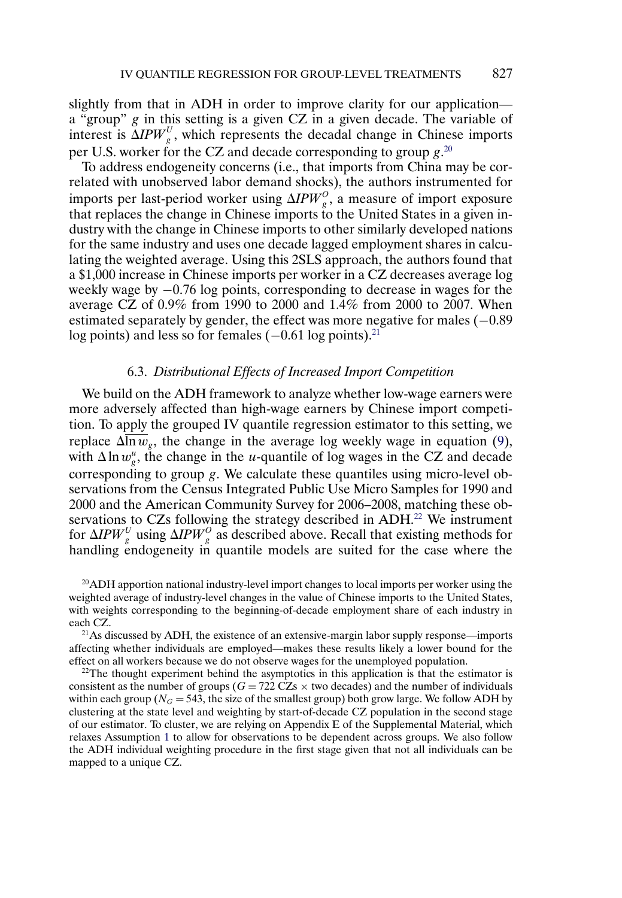slightly from that in ADH in order to improve clarity for our application—a "group" $g$ in this setting is a given CZ in a given decade. The variable of interest is $\Delta IPW_g^U$, which represents the decadal change in Chinese imports per U.S. worker for the CZ and decade corresponding to group $g$.[20]

To address endogeneity concerns (i.e., that imports from China may be correlated with unobserved labor demand shocks), the authors instrumented for imports per last-period worker using $\Delta IPW_g^O$, a measure of import exposure that replaces the change in Chinese imports to the United States in a given industry with the change in Chinese imports to other similarly developed nations for the same industry and uses one decade lagged employment shares in calculating the weighted average. Using this 2SLS approach, the authors found that a \$1,000 increase in Chinese imports per worker in a CZ decreases average log weekly wage by $-0.76$ log points, corresponding to decrease in wages for the average CZ of 0.9% from 1990 to 2000 and 1.4% from 2000 to 2007. When estimated separately by gender, the effect was more negative for males ($-0.89$ log points) and less so for females ($-0.61$ log points).[21]

### 6.3. *Distributional Effects of Increased Import Competition*

We build on the ADH framework to analyze whether low-wage earners were more adversely affected than high-wage earners by Chinese import competition. To apply the grouped IV quantile regression estimator to this setting, we replace $\Delta \overline{\ln w}_g$, the change in the average log weekly wage in equation (9), with $\Delta \ln w_g^u$, the change in the $u$-quantile of log wages in the CZ and decade corresponding to group $g$. We calculate these quantiles using micro-level observations from the Census Integrated Public Use Micro Samples for 1990 and 2000 and the American Community Survey for 2006–2008, matching these observations to CZs following the strategy described in ADH.[22] We instrument for $\Delta IPW_g^U$ using $\Delta IPW_g^O$ as described above. Recall that existing methods for handling endogeneity in quantile models are suited for the case where the

[20] ADH apportion national industry-level import changes to local imports per worker using the weighted average of industry-level changes in the value of Chinese imports to the United States, with weights corresponding to the beginning-of-decade employment share of each industry in each CZ.

[21] As discussed by ADH, the existence of an extensive-margin labor supply response—imports affecting whether individuals are employed—makes these results likely a lower bound for the effect on all workers because we do not observe wages for the unemployed population.

[22] The thought experiment behind the asymptotics in this application is that the estimator is consistent as the number of groups ($G = 722$ CZs $\times$ two decades) and the number of individuals within each group ($N_G = 543$, the size of the smallest group) both grow large. We follow ADH by clustering at the state level and weighting by start-of-decade CZ population in the second stage of our estimator. To cluster, we are relying on Appendix E of the Supplemental Material, which relaxes Assumption 1 to allow for observations to be dependent across groups. We also follow the ADH individual weighting procedure in the first stage given that not all individuals can be mapped to a unique CZ.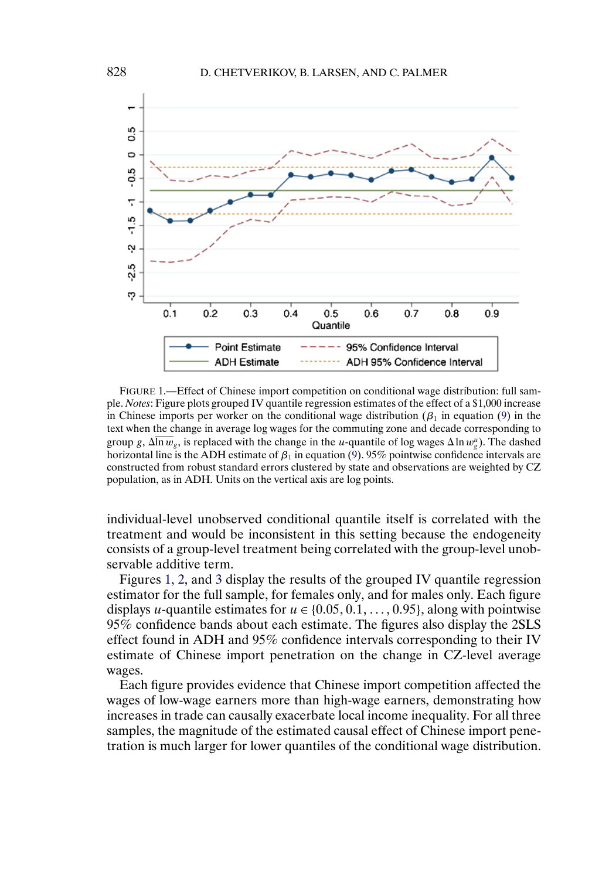FIGURE 1.—Effect of Chinese import competition on conditional wage distribution: full sample. *Notes*: Figure plots grouped IV quantile regression estimates of the effect of a \$1,000 increase in Chinese imports per worker on the conditional wage distribution ($\beta_1$ in equation (9) in the text when the change in average log wages for the commuting zone and decade corresponding to group $g$, $\Delta\overline{\ln w}_g$, is replaced with the change in the $u$-quantile of log wages $\Delta \ln w_g^u$). The dashed horizontal line is the ADH estimate of $\beta_1$ in equation (9). 95% pointwise confidence intervals are constructed from robust standard errors clustered by state and observations are weighted by CZ population, as in ADH. Units on the vertical axis are log points.

individual-level unobserved conditional quantile itself is correlated with the treatment and would be inconsistent in this setting because the endogeneity consists of a group-level treatment being correlated with the group-level unobservable additive term.

Figures 1, 2, and 3 display the results of the grouped IV quantile regression estimator for the full sample, for females only, and for males only. Each figure displays $u$-quantile estimates for $u \in \{0.05, 0.1, \ldots, 0.95\}$, along with pointwise 95% confidence bands about each estimate. The figures also display the 2SLS effect found in ADH and 95% confidence intervals corresponding to their IV estimate of Chinese import penetration on the change in CZ-level average wages.

Each figure provides evidence that Chinese import competition affected the wages of low-wage earners more than high-wage earners, demonstrating how increases in trade can causally exacerbate local income inequality. For all three samples, the magnitude of the estimated causal effect of Chinese import penetration is much larger for lower quantiles of the conditional wage distribution.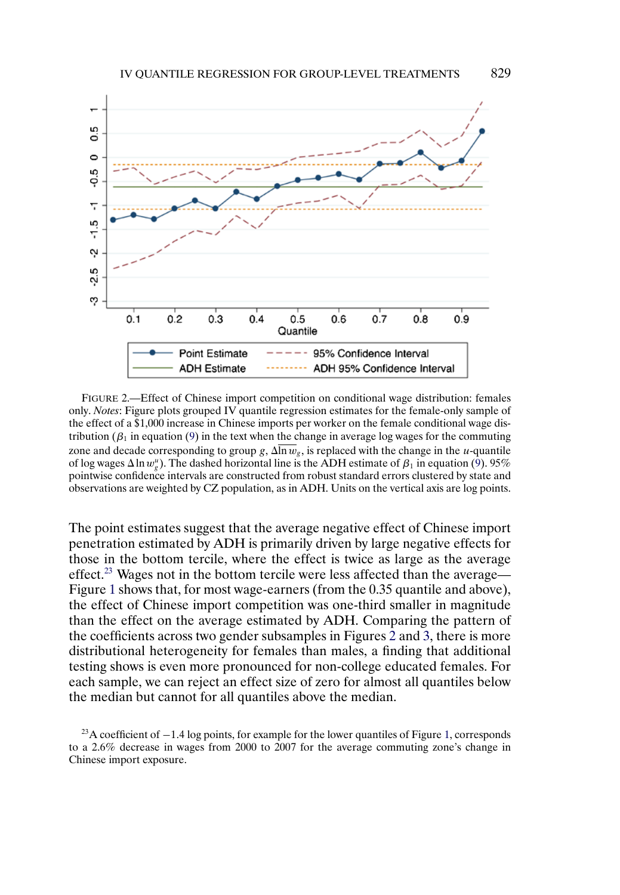FIGURE 2.—Effect of Chinese import competition on conditional wage distribution: females only. *Notes*: Figure plots grouped IV quantile regression estimates for the female-only sample of the effect of a \$1,000 increase in Chinese imports per worker on the female conditional wage distribution ($\beta_1$ in equation (9) in the text when the change in average log wages for the commuting zone and decade corresponding to group $g$, $\Delta\overline{\ln w_g}$, is replaced with the change in the $u$-quantile of log wages $\Delta \ln w_g^u$). The dashed horizontal line is the ADH estimate of $\beta_1$ in equation (9). 95% pointwise confidence intervals are constructed from robust standard errors clustered by state and observations are weighted by CZ population, as in ADH. Units on the vertical axis are log points.

The point estimates suggest that the average negative effect of Chinese import penetration estimated by ADH is primarily driven by large negative effects for those in the bottom tercile, where the effect is twice as large as the average effect.[23] Wages not in the bottom tercile were less affected than the average—Figure 1 shows that, for most wage-earners (from the 0.35 quantile and above), the effect of Chinese import competition was one-third smaller in magnitude than the effect on the average estimated by ADH. Comparing the pattern of the coefficients across two gender subsamples in Figures 2 and 3, there is more distributional heterogeneity for females than males, a finding that additional testing shows is even more pronounced for non-college educated females. For each sample, we can reject an effect size of zero for almost all quantiles below the median but cannot for all quantiles above the median.

[23]A coefficient of −1.4 log points, for example for the lower quantiles of Figure 1, corresponds to a 2.6% decrease in wages from 2000 to 2007 for the average commuting zone's change in Chinese import exposure.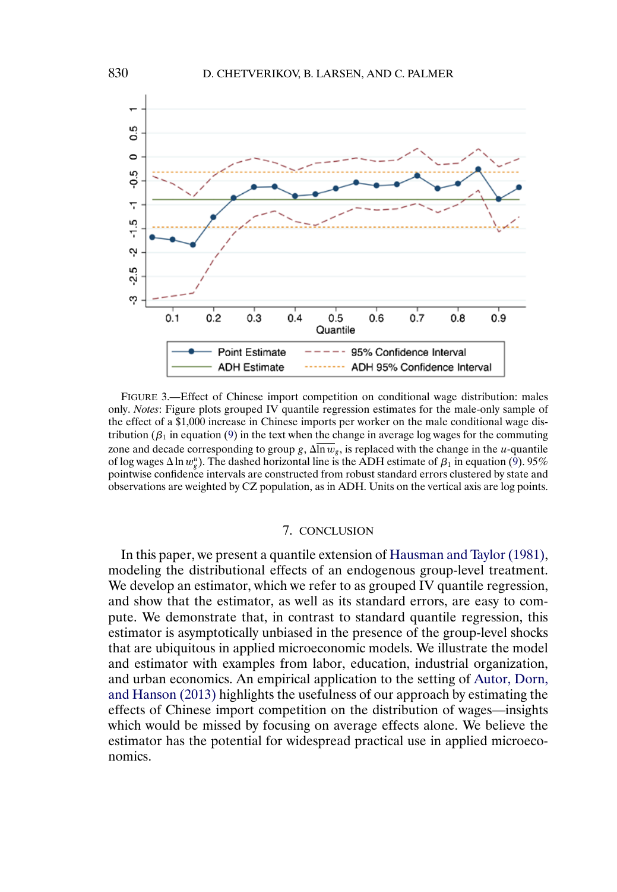FIGURE 3.—Effect of Chinese import competition on conditional wage distribution: males only. *Notes*: Figure plots grouped IV quantile regression estimates for the male-only sample of the effect of a $1,000 increase in Chinese imports per worker on the male conditional wage distribution ($\beta_1$ in equation (9) in the text when the change in average log wages for the commuting zone and decade corresponding to group $g$, $\Delta\overline{\ln w_g}$, is replaced with the change in the $u$-quantile of log wages $\Delta \ln w_g^u$). The dashed horizontal line is the ADH estimate of $\beta_1$ in equation (9). 95% pointwise confidence intervals are constructed from robust standard errors clustered by state and observations are weighted by CZ population, as in ADH. Units on the vertical axis are log points.

## 7. CONCLUSION

In this paper, we present a quantile extension of Hausman and Taylor (1981), modeling the distributional effects of an endogenous group-level treatment. We develop an estimator, which we refer to as grouped IV quantile regression, and show that the estimator, as well as its standard errors, are easy to compute. We demonstrate that, in contrast to standard quantile regression, this estimator is asymptotically unbiased in the presence of the group-level shocks that are ubiquitous in applied microeconomic models. We illustrate the model and estimator with examples from labor, education, industrial organization, and urban economics. An empirical application to the setting of Autor, Dorn, and Hanson (2013) highlights the usefulness of our approach by estimating the effects of Chinese import competition on the distribution of wages—insights which would be missed by focusing on average effects alone. We believe the estimator has the potential for widespread practical use in applied microeconomics.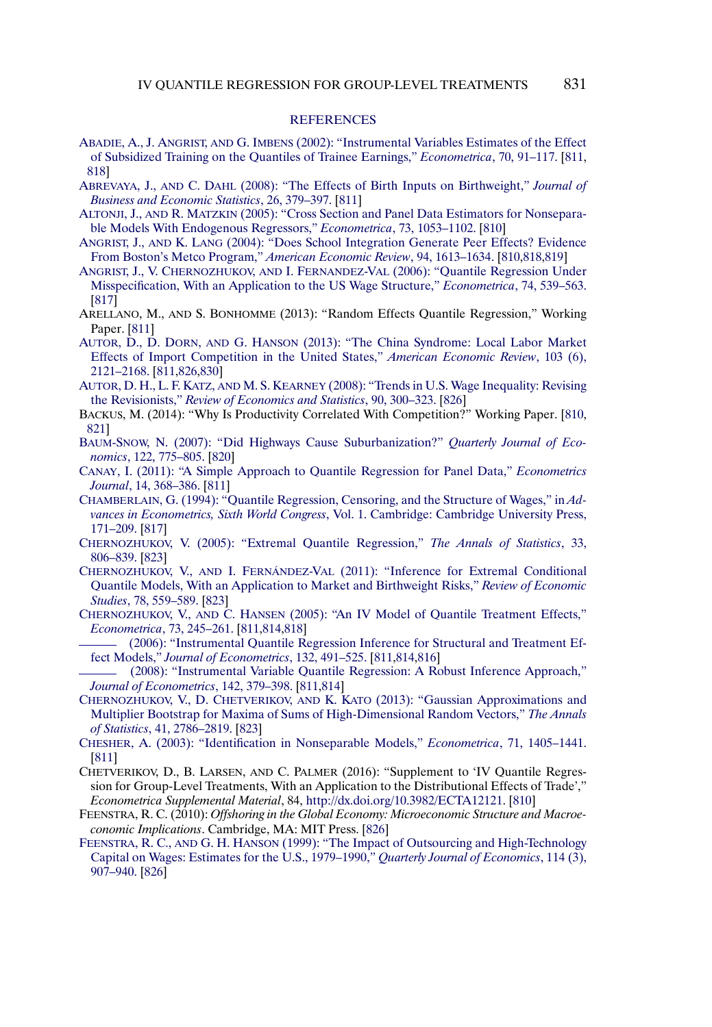## REFERENCES

ABADIE, A., J. ANGRIST, AND G. IMBENS (2002): "Instrumental Variables Estimates of the Effect of Subsidized Training on the Quantiles of Trainee Earnings," *Econometrica*, 70, 91–117. [811, 818]

ABREVAYA, J., AND C. DAHL (2008): "The Effects of Birth Inputs on Birthweight," *Journal of Business and Economic Statistics*, 26, 379–397. [811]

ALTONJI, J., AND R. MATZKIN (2005): "Cross Section and Panel Data Estimators for Nonseparable Models With Endogenous Regressors," *Econometrica*, 73, 1053–1102. [810]

ANGRIST, J., AND K. LANG (2004): "Does School Integration Generate Peer Effects? Evidence From Boston's Metco Program," *American Economic Review*, 94, 1613–1634. [810,818,819]

ANGRIST, J., V. CHERNOZHUKOV, AND I. FERNANDEZ-VAL (2006): "Quantile Regression Under Misspecification, With an Application to the US Wage Structure," *Econometrica*, 74, 539–563. [817]

ARELLANO, M., AND S. BONHOMME (2013): "Random Effects Quantile Regression," Working Paper. [811]

AUTOR, D., D. DORN, AND G. HANSON (2013): "The China Syndrome: Local Labor Market Effects of Import Competition in the United States," *American Economic Review*, 103 (6), 2121–2168. [811,826,830]

AUTOR, D. H., L. F. KATZ, AND M. S. KEARNEY (2008): "Trends in U.S. Wage Inequality: Revising the Revisionists," *Review of Economics and Statistics*, 90, 300–323. [826]

BACKUS, M. (2014): "Why Is Productivity Correlated With Competition?" Working Paper. [810, 821]

BAUM-SNOW, N. (2007): "Did Highways Cause Suburbanization?" *Quarterly Journal of Economics*, 122, 775–805. [820]

CANAY, I. (2011): "A Simple Approach to Quantile Regression for Panel Data," *Econometrics Journal*, 14, 368–386. [811]

CHAMBERLAIN, G. (1994): "Quantile Regression, Censoring, and the Structure of Wages," in *Advances in Econometrics, Sixth World Congress*, Vol. 1. Cambridge: Cambridge University Press, 171–209. [817]

CHERNOZHUKOV, V. (2005): "Extremal Quantile Regression," *The Annals of Statistics*, 33, 806–839. [823]

CHERNOZHUKOV, V., AND I. FERNÁNDEZ-VAL (2011): "Inference for Extremal Conditional Quantile Models, With an Application to Market and Birthweight Risks," *Review of Economic Studies*, 78, 559–589. [823]

CHERNOZHUKOV, V., AND C. HANSEN (2005): "An IV Model of Quantile Treatment Effects," *Econometrica*, 73, 245–261. [811,814,818]

——— (2006): "Instrumental Quantile Regression Inference for Structural and Treatment Effect Models," *Journal of Econometrics*, 132, 491–525. [811,814,816]

——— (2008): "Instrumental Variable Quantile Regression: A Robust Inference Approach," *Journal of Econometrics*, 142, 379–398. [811,814]

CHERNOZHUKOV, V., D. CHETVERIKOV, AND K. KATO (2013): "Gaussian Approximations and Multiplier Bootstrap for Maxima of Sums of High-Dimensional Random Vectors," *The Annals of Statistics*, 41, 2786–2819. [823]

CHESHER, A. (2003): "Identification in Nonseparable Models," *Econometrica*, 71, 1405–1441. [811]

CHETVERIKOV, D., B. LARSEN, AND C. PALMER (2016): "Supplement to 'IV Quantile Regression for Group-Level Treatments, With an Application to the Distributional Effects of Trade'," *Econometrica Supplemental Material*, 84, http://dx.doi.org/10.3982/ECTA12121. [810]

FEENSTRA, R. C. (2010): *Offshoring in the Global Economy: Microeconomic Structure and Macroeconomic Implications*. Cambridge, MA: MIT Press. [826]

FEENSTRA, R. C., AND G. H. HANSON (1999): "The Impact of Outsourcing and High-Technology Capital on Wages: Estimates for the U.S., 1979–1990," *Quarterly Journal of Economics*, 114 (3), 907–940. [826]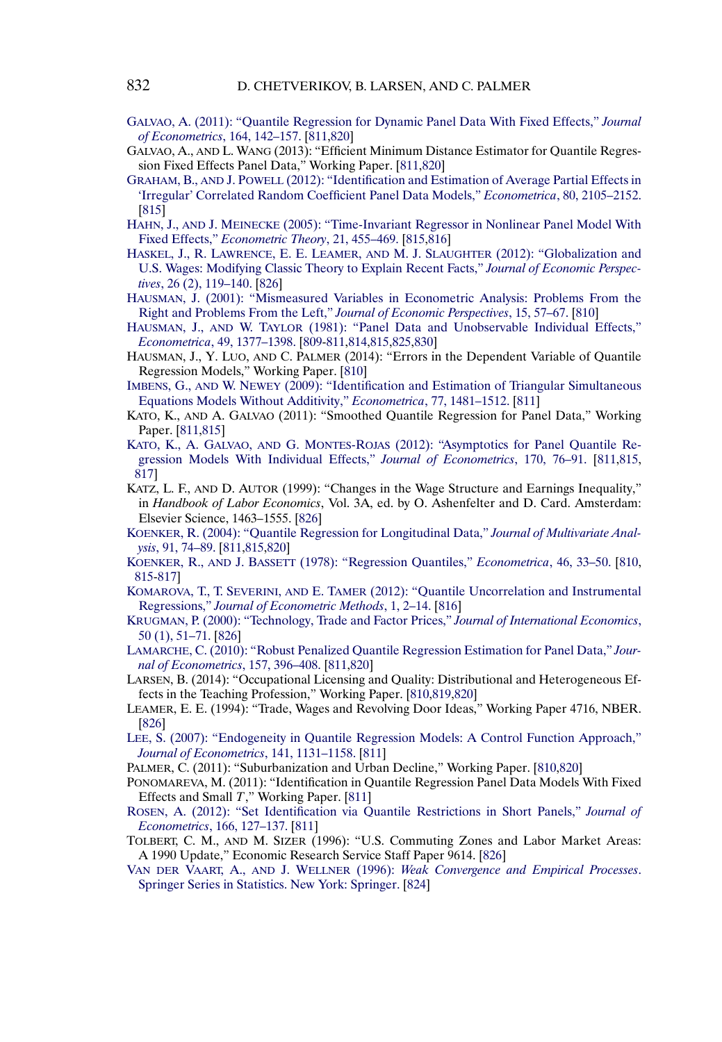GALVAO, A. (2011): "Quantile Regression for Dynamic Panel Data With Fixed Effects," *Journal of Econometrics*, 164, 142–157. [811,820]

GALVAO, A., AND L. WANG (2013): "Efficient Minimum Distance Estimator for Quantile Regression Fixed Effects Panel Data," Working Paper. [811,820]

GRAHAM, B., AND J. POWELL (2012): "Identification and Estimation of Average Partial Effects in 'Irregular' Correlated Random Coefficient Panel Data Models," *Econometrica*, 80, 2105–2152. [815]

HAHN, J., AND J. MEINECKE (2005): "Time-Invariant Regressor in Nonlinear Panel Model With Fixed Effects," *Econometric Theory*, 21, 455–469. [815,816]

HASKEL, J., R. LAWRENCE, E. E. LEAMER, AND M. J. SLAUGHTER (2012): "Globalization and U.S. Wages: Modifying Classic Theory to Explain Recent Facts," *Journal of Economic Perspectives*, 26 (2), 119–140. [826]

HAUSMAN, J. (2001): "Mismeasured Variables in Econometric Analysis: Problems From the Right and Problems From the Left," *Journal of Economic Perspectives*, 15, 57–67. [810]

HAUSMAN, J., AND W. TAYLOR (1981): "Panel Data and Unobservable Individual Effects," *Econometrica*, 49, 1377–1398. [809-811,814,815,825,830]

HAUSMAN, J., Y. LUO, AND C. PALMER (2014): "Errors in the Dependent Variable of Quantile Regression Models," Working Paper. [810]

IMBENS, G., AND W. NEWEY (2009): "Identification and Estimation of Triangular Simultaneous Equations Models Without Additivity," *Econometrica*, 77, 1481–1512. [811]

KATO, K., AND A. GALVAO (2011): "Smoothed Quantile Regression for Panel Data," Working Paper. [811,815]

KATO, K., A. GALVAO, AND G. MONTES-ROJAS (2012): "Asymptotics for Panel Quantile Regression Models With Individual Effects," *Journal of Econometrics*, 170, 76–91. [811,815, 817]

KATZ, L. F., AND D. AUTOR (1999): "Changes in the Wage Structure and Earnings Inequality," in *Handbook of Labor Economics*, Vol. 3A, ed. by O. Ashenfelter and D. Card. Amsterdam: Elsevier Science, 1463–1555. [826]

KOENKER, R. (2004): "Quantile Regression for Longitudinal Data," *Journal of Multivariate Analysis*, 91, 74–89. [811,815,820]

KOENKER, R., AND J. BASSETT (1978): "Regression Quantiles," *Econometrica*, 46, 33–50. [810, 815-817]

KOMAROVA, T., T. SEVERINI, AND E. TAMER (2012): "Quantile Uncorrelation and Instrumental Regressions," *Journal of Econometric Methods*, 1, 2–14. [816]

KRUGMAN, P. (2000): "Technology, Trade and Factor Prices," *Journal of International Economics*, 50 (1), 51–71. [826]

LAMARCHE, C. (2010): "Robust Penalized Quantile Regression Estimation for Panel Data," *Journal of Econometrics*, 157, 396–408. [811,820]

LARSEN, B. (2014): "Occupational Licensing and Quality: Distributional and Heterogeneous Effects in the Teaching Profession," Working Paper. [810,819,820]

LEAMER, E. E. (1994): "Trade, Wages and Revolving Door Ideas," Working Paper 4716, NBER. [826]

LEE, S. (2007): "Endogeneity in Quantile Regression Models: A Control Function Approach," *Journal of Econometrics*, 141, 1131–1158. [811]

PALMER, C. (2011): "Suburbanization and Urban Decline," Working Paper. [810,820]

PONOMAREVA, M. (2011): "Identification in Quantile Regression Panel Data Models With Fixed Effects and Small $T$," Working Paper. [811]

ROSEN, A. (2012): "Set Identification via Quantile Restrictions in Short Panels," *Journal of Econometrics*, 166, 127–137. [811]

TOLBERT, C. M., AND M. SIZER (1996): "U.S. Commuting Zones and Labor Market Areas: A 1990 Update," Economic Research Service Staff Paper 9614. [826]

VAN DER VAART, A., AND J. WELLNER (1996): *Weak Convergence and Empirical Processes*. Springer Series in Statistics. New York: Springer. [824]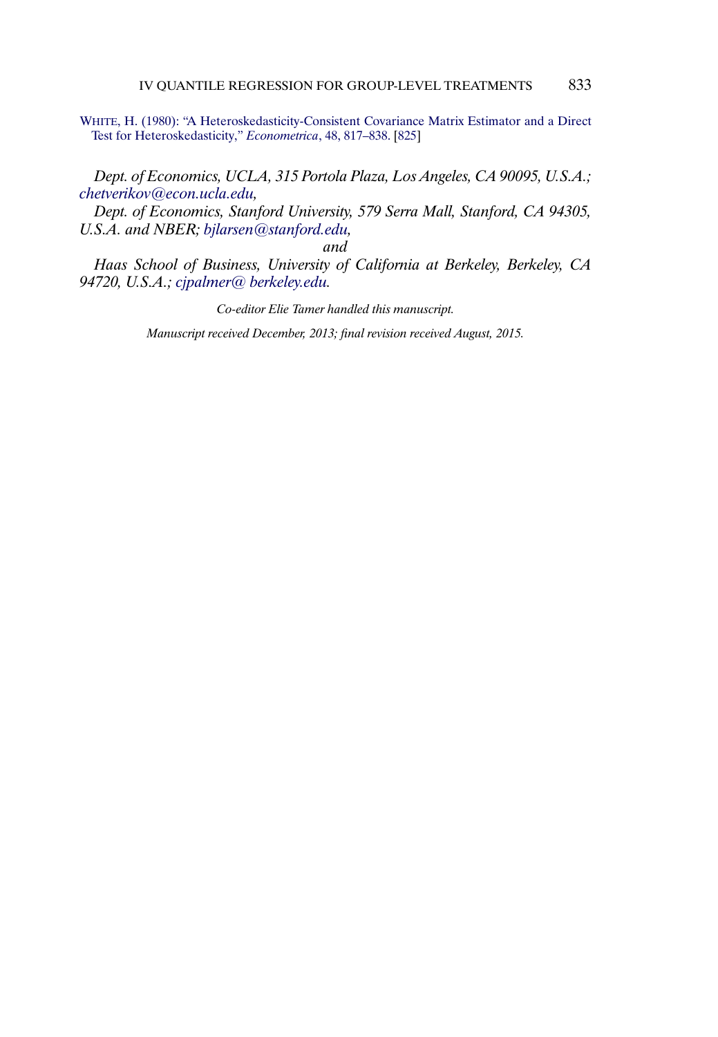WHITE, H. (1980): "A Heteroskedasticity-Consistent Covariance Matrix Estimator and a Direct Test for Heteroskedasticity," *Econometrica*, 48, 817–838. [825]

*Dept. of Economics, UCLA, 315 Portola Plaza, Los Angeles, CA 90095, U.S.A.; chetverikov@econ.ucla.edu,*

*Dept. of Economics, Stanford University, 579 Serra Mall, Stanford, CA 94305, U.S.A. and NBER; bjlarsen@stanford.edu,*

*and*

*Haas School of Business, University of California at Berkeley, Berkeley, CA 94720, U.S.A.; cjpalmer@ berkeley.edu.*

*Co-editor Elie Tamer handled this manuscript.*

*Manuscript received December, 2013; final revision received August, 2015.*